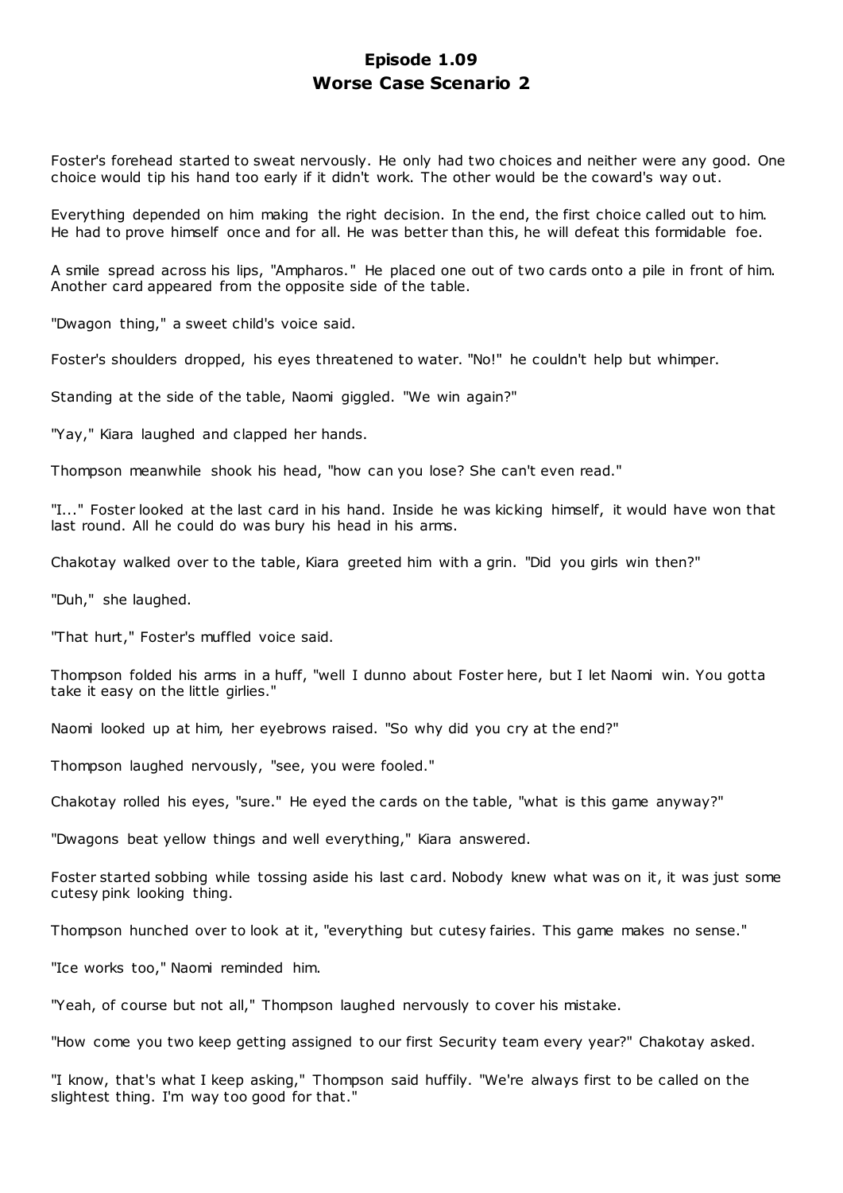# Episode 1.09
# Worse Case Scenario 2

Foster's forehead started to sweat nervously. He only had two choices and neither were any good. One choice would tip his hand too early if it didn't work. The other would be the coward's way out.

Everything depended on him making the right decision. In the end, the first choice called out to him. He had to prove himself once and for all. He was better than this, he will defeat this formidable foe.

A smile spread across his lips, "Ampharos." He placed one out of two cards onto a pile in front of him. Another card appeared from the opposite side of the table.

"Dwagon thing," a sweet child's voice said.

Foster's shoulders dropped, his eyes threatened to water. "No!" he couldn't help but whimper.

Standing at the side of the table, Naomi giggled. "We win again?"

"Yay," Kiara laughed and clapped her hands.

Thompson meanwhile shook his head, "how can you lose? She can't even read."

"I..." Foster looked at the last card in his hand. Inside he was kicking himself, it would have won that last round. All he could do was bury his head in his arms.

Chakotay walked over to the table, Kiara greeted him with a grin. "Did you girls win then?"

"Duh," she laughed.

"That hurt," Foster's muffled voice said.

Thompson folded his arms in a huff, "well I dunno about Foster here, but I let Naomi win. You gotta take it easy on the little girlies."

Naomi looked up at him, her eyebrows raised. "So why did you cry at the end?"

Thompson laughed nervously, "see, you were fooled."

Chakotay rolled his eyes, "sure." He eyed the cards on the table, "what is this game anyway?"

"Dwagons beat yellow things and well everything," Kiara answered.

Foster started sobbing while tossing aside his last card. Nobody knew what was on it, it was just some cutesy pink looking thing.

Thompson hunched over to look at it, "everything but cutesy fairies. This game makes no sense."

"Ice works too," Naomi reminded him.

"Yeah, of course but not all," Thompson laughed nervously to cover his mistake.

"How come you two keep getting assigned to our first Security team every year?" Chakotay asked.

"I know, that's what I keep asking," Thompson said huffily. "We're always first to be called on the slightest thing. I'm way too good for that."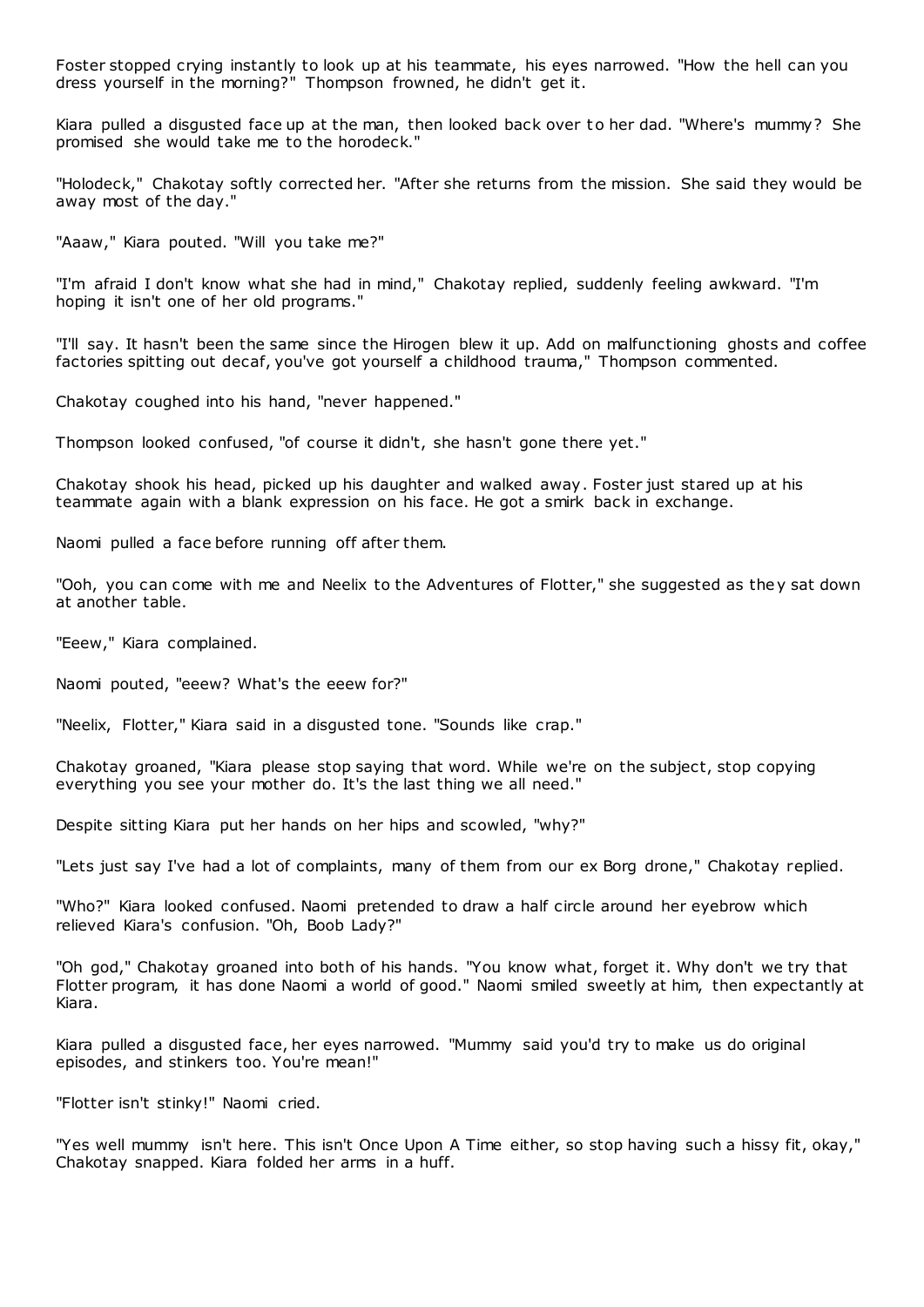Foster stopped crying instantly to look up at his teammate, his eyes narrowed. "How the hell can you dress yourself in the morning?" Thompson frowned, he didn't get it.

Kiara pulled a disgusted face up at the man, then looked back over to her dad. "Where's mummy? She promised she would take me to the horodeck."

"Holodeck," Chakotay softly corrected her. "After she returns from the mission. She said they would be away most of the day."

"Aaaw," Kiara pouted. "Will you take me?"

"I'm afraid I don't know what she had in mind," Chakotay replied, suddenly feeling awkward. "I'm hoping it isn't one of her old programs."

"I'll say. It hasn't been the same since the Hirogen blew it up. Add on malfunctioning ghosts and coffee factories spitting out decaf, you've got yourself a childhood trauma," Thompson commented.

Chakotay coughed into his hand, "never happened."

Thompson looked confused, "of course it didn't, she hasn't gone there yet."

Chakotay shook his head, picked up his daughter and walked away. Foster just stared up at his teammate again with a blank expression on his face. He got a smirk back in exchange.

Naomi pulled a face before running off after them.

"Ooh, you can come with me and Neelix to the Adventures of Flotter," she suggested as they sat down at another table.

"Eeew," Kiara complained.

Naomi pouted, "eeew? What's the eeew for?"

"Neelix, Flotter," Kiara said in a disgusted tone. "Sounds like crap."

Chakotay groaned, "Kiara please stop saying that word. While we're on the subject, stop copying everything you see your mother do. It's the last thing we all need."

Despite sitting Kiara put her hands on her hips and scowled, "why?"

"Lets just say I've had a lot of complaints, many of them from our ex Borg drone," Chakotay replied.

"Who?" Kiara looked confused. Naomi pretended to draw a half circle around her eyebrow which relieved Kiara's confusion. "Oh, Boob Lady?"

"Oh god," Chakotay groaned into both of his hands. "You know what, forget it. Why don't we try that Flotter program, it has done Naomi a world of good." Naomi smiled sweetly at him, then expectantly at Kiara.

Kiara pulled a disgusted face, her eyes narrowed. "Mummy said you'd try to make us do original episodes, and stinkers too. You're mean!"

"Flotter isn't stinky!" Naomi cried.

"Yes well mummy isn't here. This isn't Once Upon A Time either, so stop having such a hissy fit, okay," Chakotay snapped. Kiara folded her arms in a huff.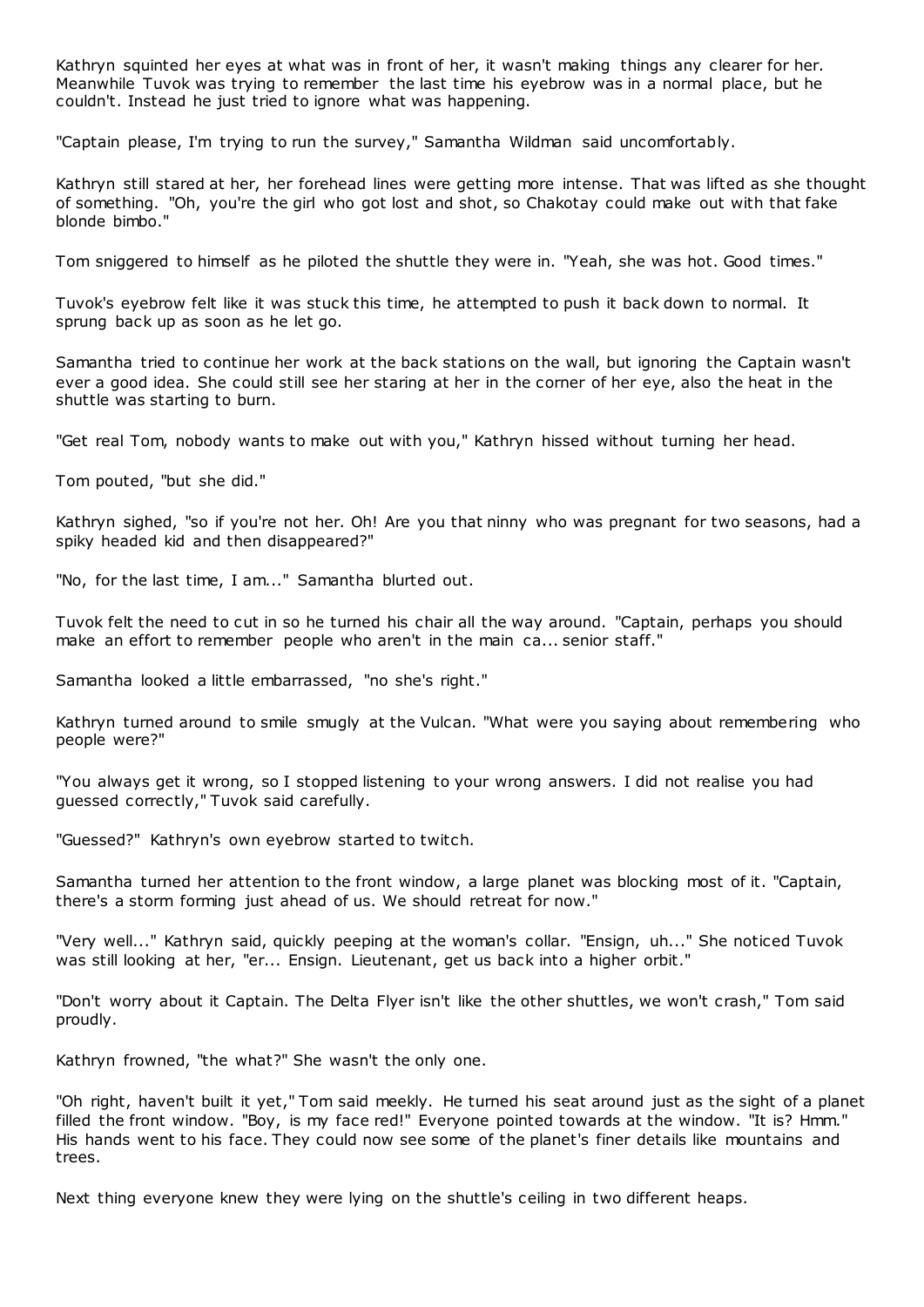Kathryn squinted her eyes at what was in front of her, it wasn't making things any clearer for her. Meanwhile Tuvok was trying to remember the last time his eyebrow was in a normal place, but he couldn't. Instead he just tried to ignore what was happening.

"Captain please, I'm trying to run the survey," Samantha Wildman said uncomfortably.

Kathryn still stared at her, her forehead lines were getting more intense. That was lifted as she thought of something. "Oh, you're the girl who got lost and shot, so Chakotay could make out with that fake blonde bimbo."

Tom sniggered to himself as he piloted the shuttle they were in. "Yeah, she was hot. Good times."

Tuvok's eyebrow felt like it was stuck this time, he attempted to push it back down to normal. It sprung back up as soon as he let go.

Samantha tried to continue her work at the back stations on the wall, but ignoring the Captain wasn't ever a good idea. She could still see her staring at her in the corner of her eye, also the heat in the shuttle was starting to burn.

"Get real Tom, nobody wants to make out with you," Kathryn hissed without turning her head.

Tom pouted, "but she did."

Kathryn sighed, "so if you're not her. Oh! Are you that ninny who was pregnant for two seasons, had a spiky headed kid and then disappeared?"

"No, for the last time, I am..." Samantha blurted out.

Tuvok felt the need to cut in so he turned his chair all the way around. "Captain, perhaps you should make an effort to remember people who aren't in the main ca... senior staff."

Samantha looked a little embarrassed, "no she's right."

Kathryn turned around to smile smugly at the Vulcan. "What were you saying about remembering who people were?"

"You always get it wrong, so I stopped listening to your wrong answers. I did not realise you had guessed correctly," Tuvok said carefully.

"Guessed?" Kathryn's own eyebrow started to twitch.

Samantha turned her attention to the front window, a large planet was blocking most of it. "Captain, there's a storm forming just ahead of us. We should retreat for now."

"Very well..." Kathryn said, quickly peeping at the woman's collar. "Ensign, uh..." She noticed Tuvok was still looking at her, "er... Ensign. Lieutenant, get us back into a higher orbit."

"Don't worry about it Captain. The Delta Flyer isn't like the other shuttles, we won't crash," Tom said proudly.

Kathryn frowned, "the what?" She wasn't the only one.

"Oh right, haven't built it yet," Tom said meekly. He turned his seat around just as the sight of a planet filled the front window. "Boy, is my face red!" Everyone pointed towards at the window. "It is? Hmm." His hands went to his face. They could now see some of the planet's finer details like mountains and trees.

Next thing everyone knew they were lying on the shuttle's ceiling in two different heaps.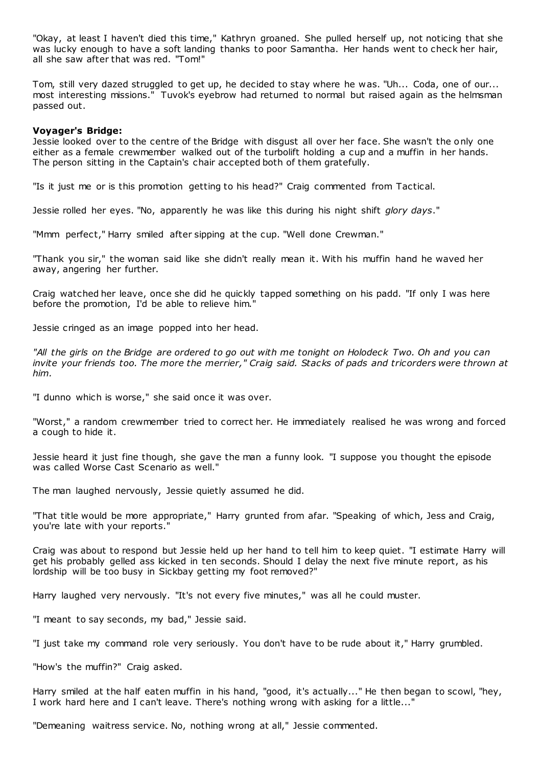"Okay, at least I haven't died this time," Kathryn groaned. She pulled herself up, not noticing that she was lucky enough to have a soft landing thanks to poor Samantha. Her hands went to check her hair, all she saw after that was red. "Tom!"

Tom, still very dazed struggled to get up, he decided to stay where he was. "Uh... Coda, one of our... most interesting missions." Tuvok's eyebrow had returned to normal but raised again as the helmsman passed out.

**Voyager's Bridge:**
Jessie looked over to the centre of the Bridge with disgust all over her face. She wasn't the only one either as a female crewmember walked out of the turbolift holding a cup and a muffin in her hands. The person sitting in the Captain's chair accepted both of them gratefully.

"Is it just me or is this promotion getting to his head?" Craig commented from Tactical.

Jessie rolled her eyes. "No, apparently he was like this during his night shift *glory days*."

"Mmm perfect," Harry smiled after sipping at the cup. "Well done Crewman."

"Thank you sir," the woman said like she didn't really mean it. With his muffin hand he waved her away, angering her further.

Craig watched her leave, once she did he quickly tapped something on his padd. "If only I was here before the promotion, I'd be able to relieve him."

Jessie cringed as an image popped into her head.

*"All the girls on the Bridge are ordered to go out with me tonight on Holodeck Two. Oh and you can invite your friends too. The more the merrier," Craig said. Stacks of pads and tricorders were thrown at him.*

"I dunno which is worse," she said once it was over.

"Worst," a random crewmember tried to correct her. He immediately realised he was wrong and forced a cough to hide it.

Jessie heard it just fine though, she gave the man a funny look. "I suppose you thought the episode was called Worse Cast Scenario as well."

The man laughed nervously, Jessie quietly assumed he did.

"That title would be more appropriate," Harry grunted from afar. "Speaking of which, Jess and Craig, you're late with your reports."

Craig was about to respond but Jessie held up her hand to tell him to keep quiet. "I estimate Harry will get his probably gelled ass kicked in ten seconds. Should I delay the next five minute report, as his lordship will be too busy in Sickbay getting my foot removed?"

Harry laughed very nervously. "It's not every five minutes," was all he could muster.

"I meant to say seconds, my bad," Jessie said.

"I just take my command role very seriously. You don't have to be rude about it," Harry grumbled.

"How's the muffin?" Craig asked.

Harry smiled at the half eaten muffin in his hand, "good, it's actually..." He then began to scowl, "hey, I work hard here and I can't leave. There's nothing wrong with asking for a little..."

"Demeaning waitress service. No, nothing wrong at all," Jessie commented.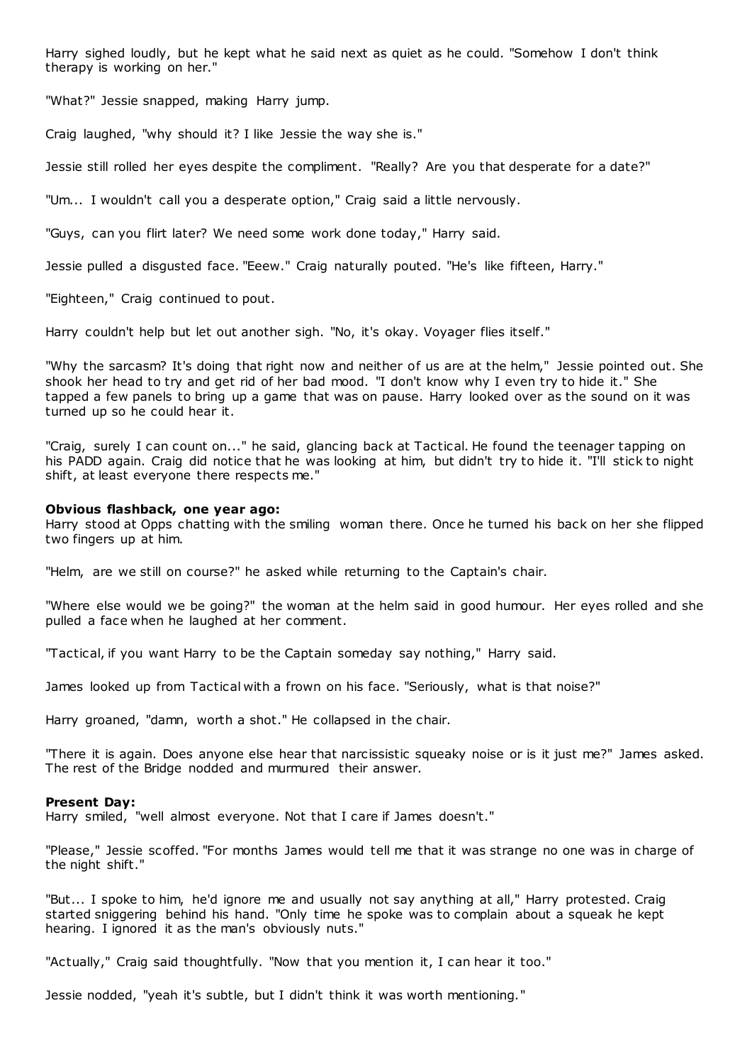Harry sighed loudly, but he kept what he said next as quiet as he could. "Somehow I don't think therapy is working on her."

"What?" Jessie snapped, making Harry jump.

Craig laughed, "why should it? I like Jessie the way she is."

Jessie still rolled her eyes despite the compliment. "Really? Are you that desperate for a date?"

"Um... I wouldn't call you a desperate option," Craig said a little nervously.

"Guys, can you flirt later? We need some work done today," Harry said.

Jessie pulled a disgusted face. "Eeew." Craig naturally pouted. "He's like fifteen, Harry."

"Eighteen," Craig continued to pout.

Harry couldn't help but let out another sigh. "No, it's okay. Voyager flies itself."

"Why the sarcasm? It's doing that right now and neither of us are at the helm," Jessie pointed out. She shook her head to try and get rid of her bad mood. "I don't know why I even try to hide it." She tapped a few panels to bring up a game that was on pause. Harry looked over as the sound on it was turned up so he could hear it.

"Craig, surely I can count on..." he said, glancing back at Tactical. He found the teenager tapping on his PADD again. Craig did notice that he was looking at him, but didn't try to hide it. "I'll stick to night shift, at least everyone there respects me."

**Obvious flashback, one year ago:**
Harry stood at Opps chatting with the smiling woman there. Once he turned his back on her she flipped two fingers up at him.

"Helm, are we still on course?" he asked while returning to the Captain's chair.

"Where else would we be going?" the woman at the helm said in good humour. Her eyes rolled and she pulled a face when he laughed at her comment.

"Tactical, if you want Harry to be the Captain someday say nothing," Harry said.

James looked up from Tactical with a frown on his face. "Seriously, what is that noise?"

Harry groaned, "damn, worth a shot." He collapsed in the chair.

"There it is again. Does anyone else hear that narcissistic squeaky noise or is it just me?" James asked. The rest of the Bridge nodded and murmured their answer.

**Present Day:**
Harry smiled, "well almost everyone. Not that I care if James doesn't."

"Please," Jessie scoffed. "For months James would tell me that it was strange no one was in charge of the night shift."

"But... I spoke to him, he'd ignore me and usually not say anything at all," Harry protested. Craig started sniggering behind his hand. "Only time he spoke was to complain about a squeak he kept hearing. I ignored it as the man's obviously nuts."

"Actually," Craig said thoughtfully. "Now that you mention it, I can hear it too."

Jessie nodded, "yeah it's subtle, but I didn't think it was worth mentioning."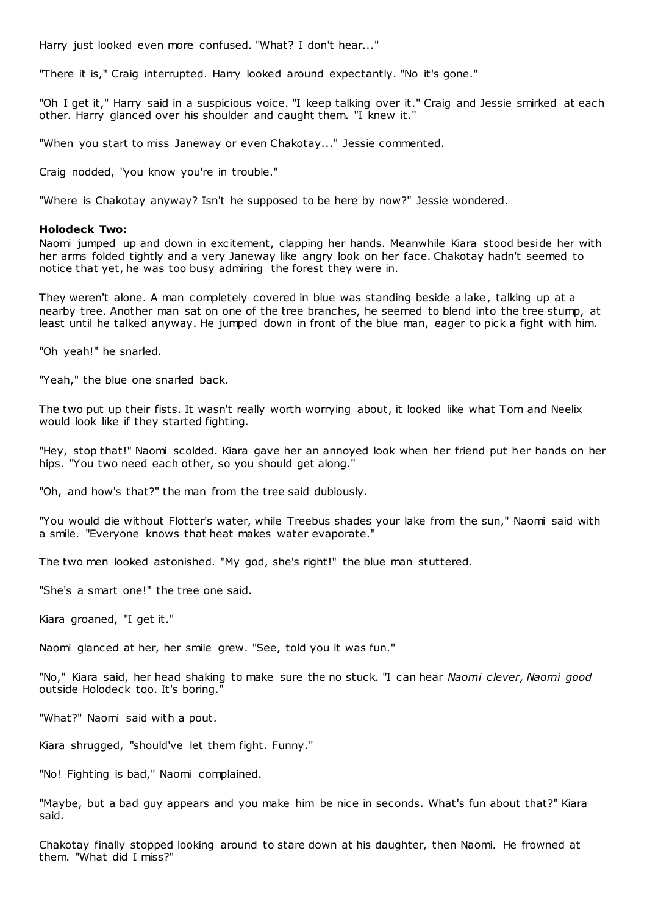Harry just looked even more confused. "What? I don't hear..."

"There it is," Craig interrupted. Harry looked around expectantly. "No it's gone."

"Oh I get it," Harry said in a suspicious voice. "I keep talking over it." Craig and Jessie smirked at each other. Harry glanced over his shoulder and caught them. "I knew it."

"When you start to miss Janeway or even Chakotay..." Jessie commented.

Craig nodded, "you know you're in trouble."

"Where is Chakotay anyway? Isn't he supposed to be here by now?" Jessie wondered.

**Holodeck Two:**

Naomi jumped up and down in excitement, clapping her hands. Meanwhile Kiara stood beside her with her arms folded tightly and a very Janeway like angry look on her face. Chakotay hadn't seemed to notice that yet, he was too busy admiring the forest they were in.

They weren't alone. A man completely covered in blue was standing beside a lake, talking up at a nearby tree. Another man sat on one of the tree branches, he seemed to blend into the tree stump, at least until he talked anyway. He jumped down in front of the blue man, eager to pick a fight with him.

"Oh yeah!" he snarled.

"Yeah," the blue one snarled back.

The two put up their fists. It wasn't really worth worrying about, it looked like what Tom and Neelix would look like if they started fighting.

"Hey, stop that!" Naomi scolded. Kiara gave her an annoyed look when her friend put her hands on her hips. "You two need each other, so you should get along."

"Oh, and how's that?" the man from the tree said dubiously.

"You would die without Flotter's water, while Treebus shades your lake from the sun," Naomi said with a smile. "Everyone knows that heat makes water evaporate."

The two men looked astonished. "My god, she's right!" the blue man stuttered.

"She's a smart one!" the tree one said.

Kiara groaned, "I get it."

Naomi glanced at her, her smile grew. "See, told you it was fun."

"No," Kiara said, her head shaking to make sure the no stuck. "I can hear *Naomi clever, Naomi good* outside Holodeck too. It's boring."

"What?" Naomi said with a pout.

Kiara shrugged, "should've let them fight. Funny."

"No! Fighting is bad," Naomi complained.

"Maybe, but a bad guy appears and you make him be nice in seconds. What's fun about that?" Kiara said.

Chakotay finally stopped looking around to stare down at his daughter, then Naomi. He frowned at them. "What did I miss?"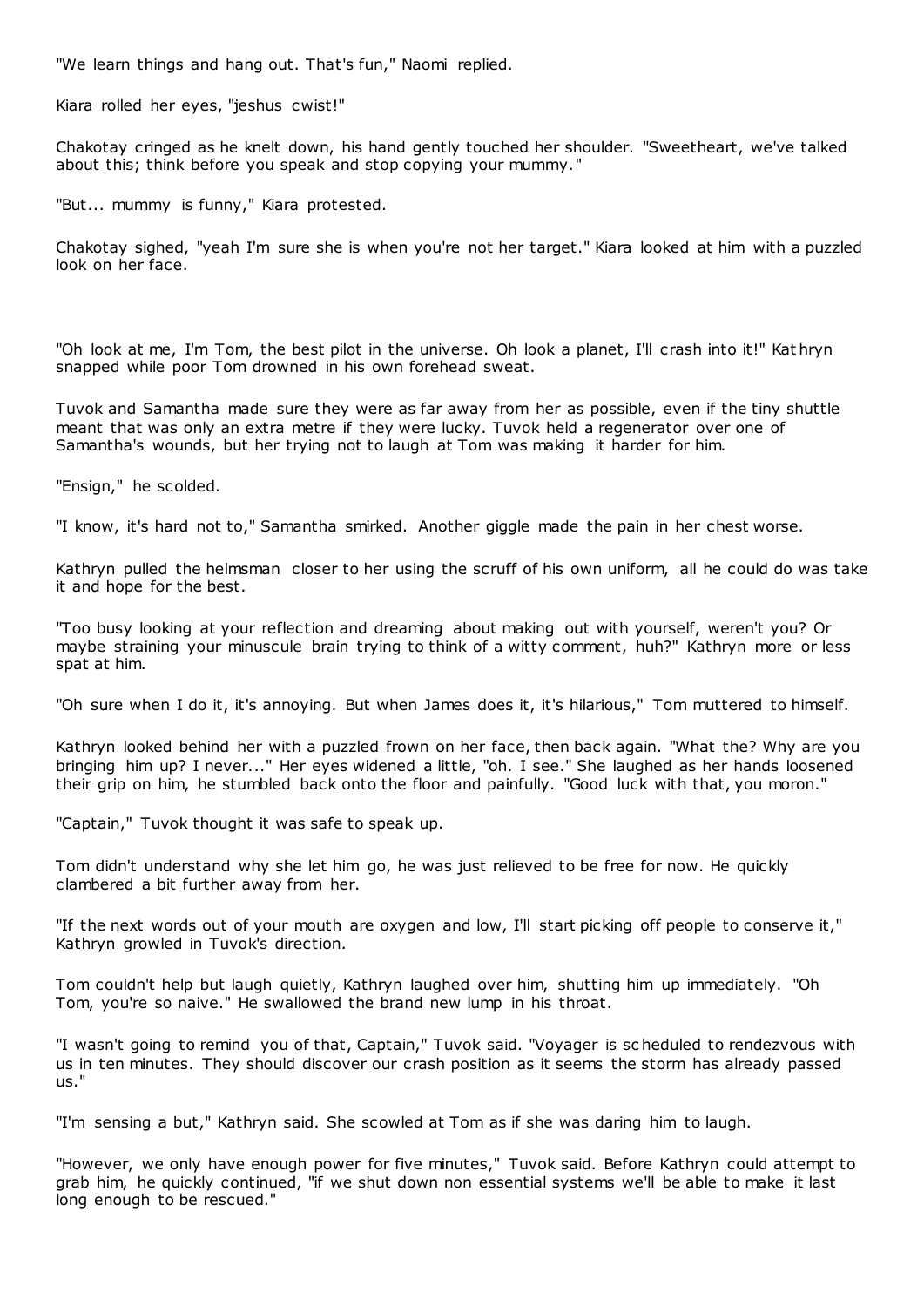"We learn things and hang out. That's fun," Naomi replied.

Kiara rolled her eyes, "jeshus cwist!"

Chakotay cringed as he knelt down, his hand gently touched her shoulder. "Sweetheart, we've talked about this; think before you speak and stop copying your mummy."

"But... mummy is funny," Kiara protested.

Chakotay sighed, "yeah I'm sure she is when you're not her target." Kiara looked at him with a puzzled look on her face.

"Oh look at me, I'm Tom, the best pilot in the universe. Oh look a planet, I'll crash into it!" Kathryn snapped while poor Tom drowned in his own forehead sweat.

Tuvok and Samantha made sure they were as far away from her as possible, even if the tiny shuttle meant that was only an extra metre if they were lucky. Tuvok held a regenerator over one of Samantha's wounds, but her trying not to laugh at Tom was making it harder for him.

"Ensign," he scolded.

"I know, it's hard not to," Samantha smirked. Another giggle made the pain in her chest worse.

Kathryn pulled the helmsman closer to her using the scruff of his own uniform, all he could do was take it and hope for the best.

"Too busy looking at your reflection and dreaming about making out with yourself, weren't you? Or maybe straining your minuscule brain trying to think of a witty comment, huh?" Kathryn more or less spat at him.

"Oh sure when I do it, it's annoying. But when James does it, it's hilarious," Tom muttered to himself.

Kathryn looked behind her with a puzzled frown on her face, then back again. "What the? Why are you bringing him up? I never..." Her eyes widened a little, "oh. I see." She laughed as her hands loosened their grip on him, he stumbled back onto the floor and painfully. "Good luck with that, you moron."

"Captain," Tuvok thought it was safe to speak up.

Tom didn't understand why she let him go, he was just relieved to be free for now. He quickly clambered a bit further away from her.

"If the next words out of your mouth are oxygen and low, I'll start picking off people to conserve it," Kathryn growled in Tuvok's direction.

Tom couldn't help but laugh quietly, Kathryn laughed over him, shutting him up immediately. "Oh Tom, you're so naive." He swallowed the brand new lump in his throat.

"I wasn't going to remind you of that, Captain," Tuvok said. "Voyager is scheduled to rendezvous with us in ten minutes. They should discover our crash position as it seems the storm has already passed us."

"I'm sensing a but," Kathryn said. She scowled at Tom as if she was daring him to laugh.

"However, we only have enough power for five minutes," Tuvok said. Before Kathryn could attempt to grab him, he quickly continued, "if we shut down non essential systems we'll be able to make it last long enough to be rescued."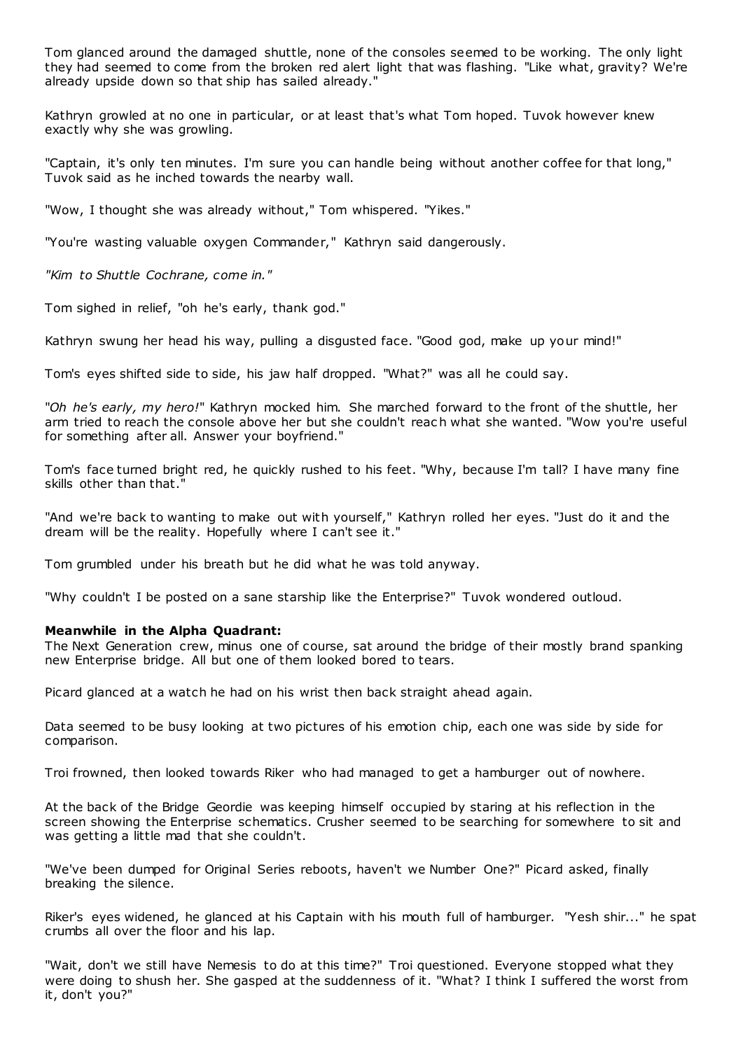Tom glanced around the damaged shuttle, none of the consoles seemed to be working. The only light they had seemed to come from the broken red alert light that was flashing. "Like what, gravity? We're already upside down so that ship has sailed already."

Kathryn growled at no one in particular, or at least that's what Tom hoped. Tuvok however knew exactly why she was growling.

"Captain, it's only ten minutes. I'm sure you can handle being without another coffee for that long," Tuvok said as he inched towards the nearby wall.

"Wow, I thought she was already without," Tom whispered. "Yikes."

"You're wasting valuable oxygen Commander," Kathryn said dangerously.

*"Kim to Shuttle Cochrane, come in."*

Tom sighed in relief, "oh he's early, thank god."

Kathryn swung her head his way, pulling a disgusted face. "Good god, make up your mind!"

Tom's eyes shifted side to side, his jaw half dropped. "What?" was all he could say.

"*Oh he's early, my hero!*" Kathryn mocked him. She marched forward to the front of the shuttle, her arm tried to reach the console above her but she couldn't reach what she wanted. "Wow you're useful for something after all. Answer your boyfriend."

Tom's face turned bright red, he quickly rushed to his feet. "Why, because I'm tall? I have many fine skills other than that."

"And we're back to wanting to make out with yourself," Kathryn rolled her eyes. "Just do it and the dream will be the reality. Hopefully where I can't see it."

Tom grumbled under his breath but he did what he was told anyway.

"Why couldn't I be posted on a sane starship like the Enterprise?" Tuvok wondered outloud.

**Meanwhile in the Alpha Quadrant:**
The Next Generation crew, minus one of course, sat around the bridge of their mostly brand spanking new Enterprise bridge. All but one of them looked bored to tears.

Picard glanced at a watch he had on his wrist then back straight ahead again.

Data seemed to be busy looking at two pictures of his emotion chip, each one was side by side for comparison.

Troi frowned, then looked towards Riker who had managed to get a hamburger out of nowhere.

At the back of the Bridge Geordie was keeping himself occupied by staring at his reflection in the screen showing the Enterprise schematics. Crusher seemed to be searching for somewhere to sit and was getting a little mad that she couldn't.

"We've been dumped for Original Series reboots, haven't we Number One?" Picard asked, finally breaking the silence.

Riker's eyes widened, he glanced at his Captain with his mouth full of hamburger. "Yesh shir..." he spat crumbs all over the floor and his lap.

"Wait, don't we still have Nemesis to do at this time?" Troi questioned. Everyone stopped what they were doing to shush her. She gasped at the suddenness of it. "What? I think I suffered the worst from it, don't you?"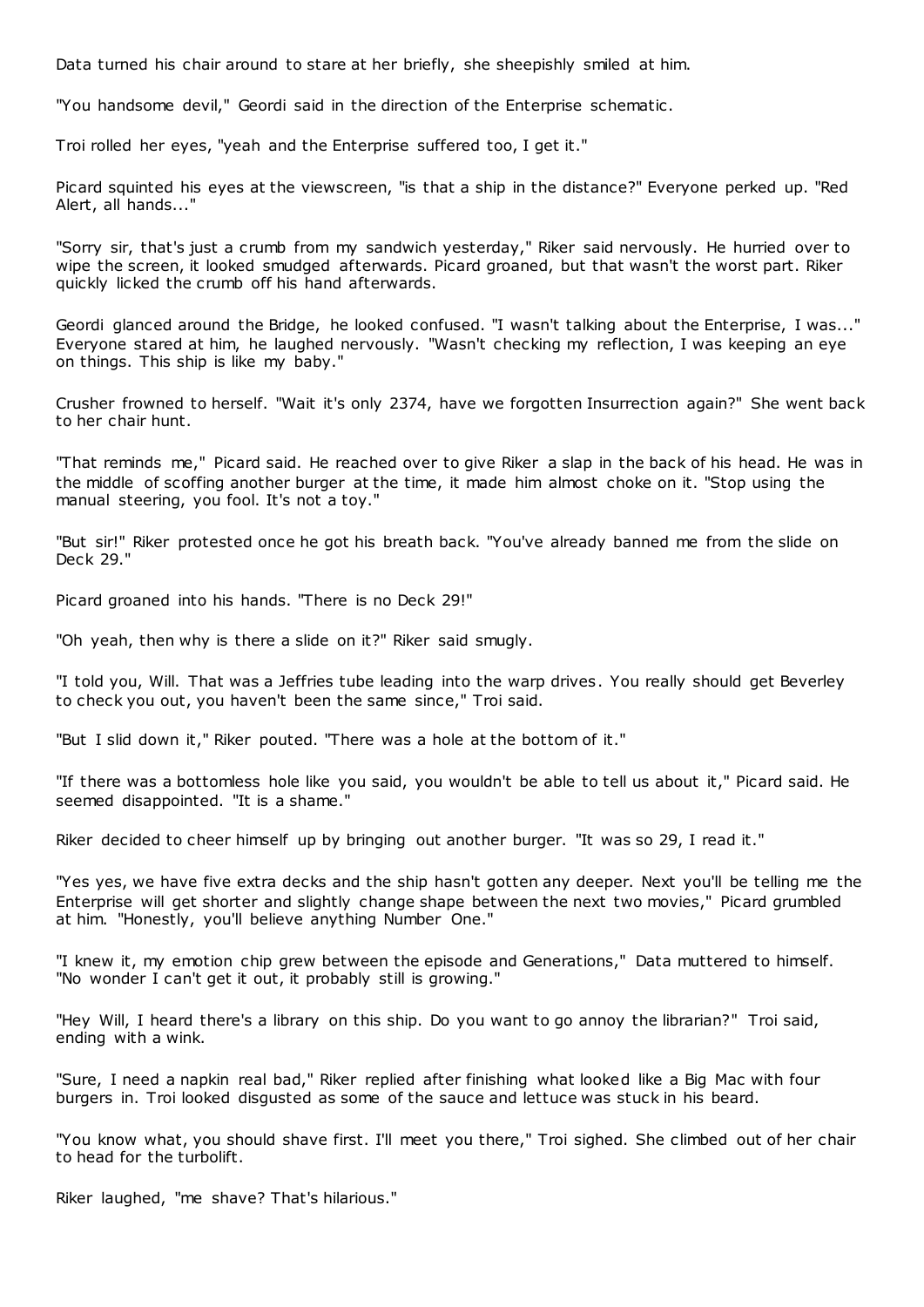Data turned his chair around to stare at her briefly, she sheepishly smiled at him.

"You handsome devil," Geordi said in the direction of the Enterprise schematic.

Troi rolled her eyes, "yeah and the Enterprise suffered too, I get it."

Picard squinted his eyes at the viewscreen, "is that a ship in the distance?" Everyone perked up. "Red Alert, all hands..."

"Sorry sir, that's just a crumb from my sandwich yesterday," Riker said nervously. He hurried over to wipe the screen, it looked smudged afterwards. Picard groaned, but that wasn't the worst part. Riker quickly licked the crumb off his hand afterwards.

Geordi glanced around the Bridge, he looked confused. "I wasn't talking about the Enterprise, I was..." Everyone stared at him, he laughed nervously. "Wasn't checking my reflection, I was keeping an eye on things. This ship is like my baby."

Crusher frowned to herself. "Wait it's only 2374, have we forgotten Insurrection again?" She went back to her chair hunt.

"That reminds me," Picard said. He reached over to give Riker a slap in the back of his head. He was in the middle of scoffing another burger at the time, it made him almost choke on it. "Stop using the manual steering, you fool. It's not a toy."

"But sir!" Riker protested once he got his breath back. "You've already banned me from the slide on Deck 29."

Picard groaned into his hands. "There is no Deck 29!"

"Oh yeah, then why is there a slide on it?" Riker said smugly.

"I told you, Will. That was a Jeffries tube leading into the warp drives. You really should get Beverley to check you out, you haven't been the same since," Troi said.

"But I slid down it," Riker pouted. "There was a hole at the bottom of it."

"If there was a bottomless hole like you said, you wouldn't be able to tell us about it," Picard said. He seemed disappointed. "It is a shame."

Riker decided to cheer himself up by bringing out another burger. "It was so 29, I read it."

"Yes yes, we have five extra decks and the ship hasn't gotten any deeper. Next you'll be telling me the Enterprise will get shorter and slightly change shape between the next two movies," Picard grumbled at him. "Honestly, you'll believe anything Number One."

"I knew it, my emotion chip grew between the episode and Generations," Data muttered to himself. "No wonder I can't get it out, it probably still is growing."

"Hey Will, I heard there's a library on this ship. Do you want to go annoy the librarian?" Troi said, ending with a wink.

"Sure, I need a napkin real bad," Riker replied after finishing what looked like a Big Mac with four burgers in. Troi looked disgusted as some of the sauce and lettuce was stuck in his beard.

"You know what, you should shave first. I'll meet you there," Troi sighed. She climbed out of her chair to head for the turbolift.

Riker laughed, "me shave? That's hilarious."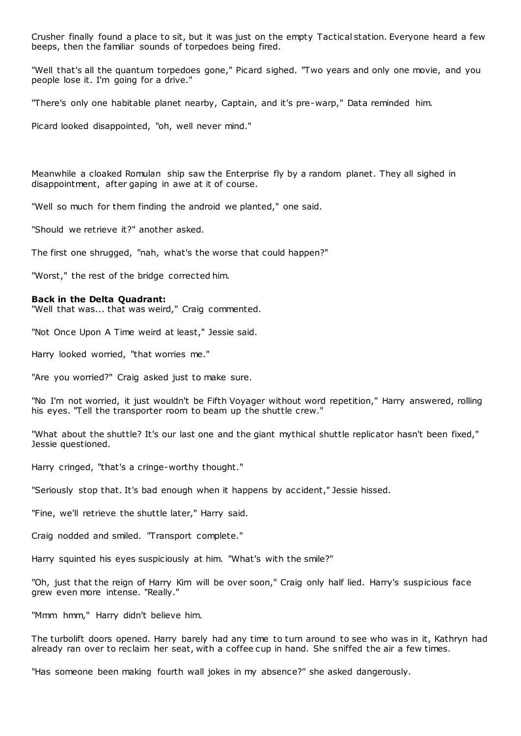Crusher finally found a place to sit, but it was just on the empty Tactical station. Everyone heard a few beeps, then the familiar sounds of torpedoes being fired.

"Well that's all the quantum torpedoes gone," Picard sighed. "Two years and only one movie, and you people lose it. I'm going for a drive."

"There's only one habitable planet nearby, Captain, and it's pre-warp," Data reminded him.

Picard looked disappointed, "oh, well never mind."

Meanwhile a cloaked Romulan ship saw the Enterprise fly by a random planet. They all sighed in disappointment, after gaping in awe at it of course.

"Well so much for them finding the android we planted," one said.

"Should we retrieve it?" another asked.

The first one shrugged, "nah, what's the worse that could happen?"

"Worst," the rest of the bridge corrected him.

**Back in the Delta Quadrant:**
"Well that was... that was weird," Craig commented.

"Not Once Upon A Time weird at least," Jessie said.

Harry looked worried, "that worries me."

"Are you worried?" Craig asked just to make sure.

"No I'm not worried, it just wouldn't be Fifth Voyager without word repetition," Harry answered, rolling his eyes. "Tell the transporter room to beam up the shuttle crew."

"What about the shuttle? It's our last one and the giant mythical shuttle replicator hasn't been fixed," Jessie questioned.

Harry cringed, "that's a cringe-worthy thought."

"Seriously stop that. It's bad enough when it happens by accident," Jessie hissed.

"Fine, we'll retrieve the shuttle later," Harry said.

Craig nodded and smiled. "Transport complete."

Harry squinted his eyes suspiciously at him. "What's with the smile?"

"Oh, just that the reign of Harry Kim will be over soon," Craig only half lied. Harry's suspicious face grew even more intense. "Really."

"Mmm hmm," Harry didn't believe him.

The turbolift doors opened. Harry barely had any time to turn around to see who was in it, Kathryn had already ran over to reclaim her seat, with a coffee cup in hand. She sniffed the air a few times.

"Has someone been making fourth wall jokes in my absence?" she asked dangerously.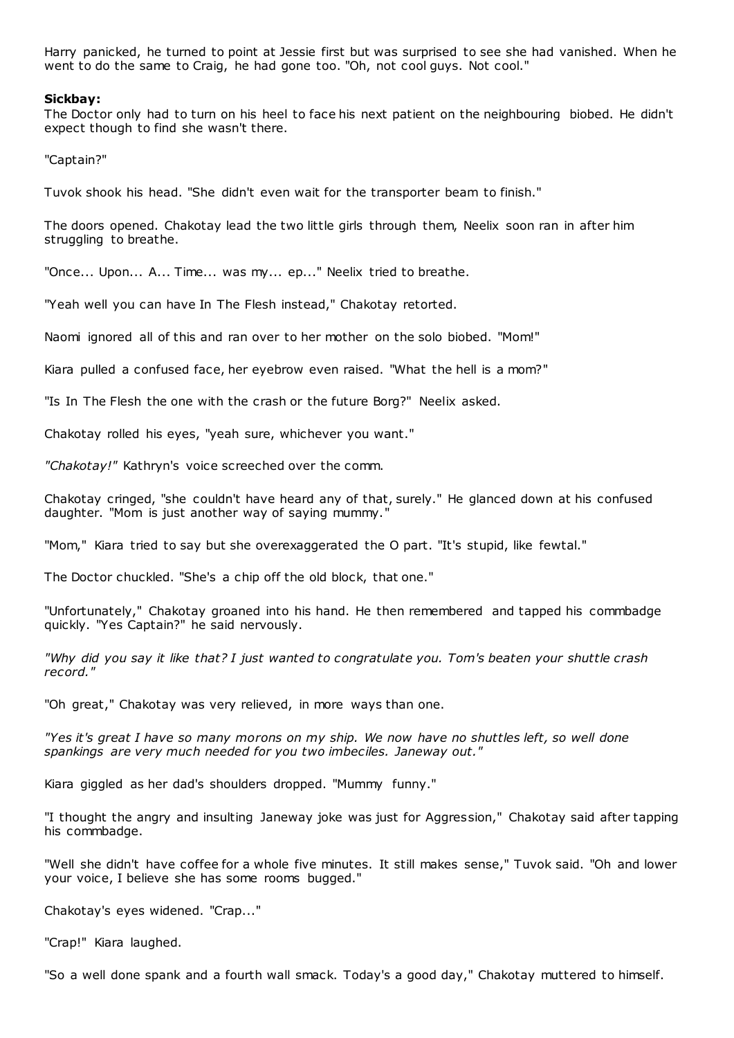Harry panicked, he turned to point at Jessie first but was surprised to see she had vanished. When he went to do the same to Craig, he had gone too. "Oh, not cool guys. Not cool."

**Sickbay:**

The Doctor only had to turn on his heel to face his next patient on the neighbouring biobed. He didn't expect though to find she wasn't there.

"Captain?"

Tuvok shook his head. "She didn't even wait for the transporter beam to finish."

The doors opened. Chakotay lead the two little girls through them, Neelix soon ran in after him struggling to breathe.

"Once... Upon... A... Time... was my... ep..." Neelix tried to breathe.

"Yeah well you can have In The Flesh instead," Chakotay retorted.

Naomi ignored all of this and ran over to her mother on the solo biobed. "Mom!"

Kiara pulled a confused face, her eyebrow even raised. "What the hell is a mom?"

"Is In The Flesh the one with the crash or the future Borg?" Neelix asked.

Chakotay rolled his eyes, "yeah sure, whichever you want."

*"Chakotay!"* Kathryn's voice screeched over the comm.

Chakotay cringed, "she couldn't have heard any of that, surely." He glanced down at his confused daughter. "Mom is just another way of saying mummy."

"Mom," Kiara tried to say but she overexaggerated the O part. "It's stupid, like fewtal."

The Doctor chuckled. "She's a chip off the old block, that one."

"Unfortunately," Chakotay groaned into his hand. He then remembered and tapped his commbadge quickly. "Yes Captain?" he said nervously.

*"Why did you say it like that? I just wanted to congratulate you. Tom's beaten your shuttle crash record."*

"Oh great," Chakotay was very relieved, in more ways than one.

*"Yes it's great I have so many morons on my ship. We now have no shuttles left, so well done spankings are very much needed for you two imbeciles. Janeway out."*

Kiara giggled as her dad's shoulders dropped. "Mummy funny."

"I thought the angry and insulting Janeway joke was just for Aggression," Chakotay said after tapping his commbadge.

"Well she didn't have coffee for a whole five minutes. It still makes sense," Tuvok said. "Oh and lower your voice, I believe she has some rooms bugged."

Chakotay's eyes widened. "Crap..."

"Crap!" Kiara laughed.

"So a well done spank and a fourth wall smack. Today's a good day," Chakotay muttered to himself.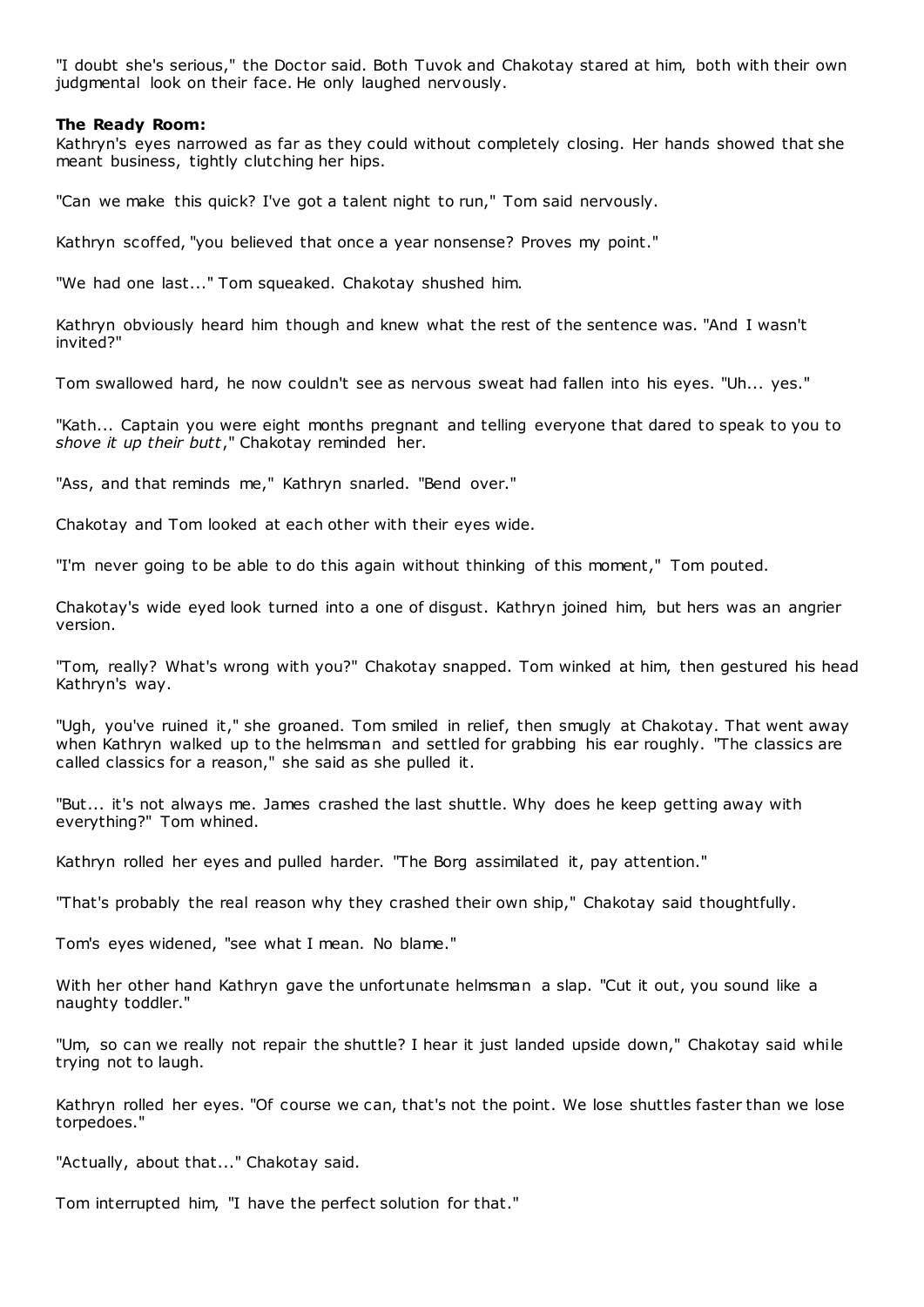"I doubt she's serious," the Doctor said. Both Tuvok and Chakotay stared at him, both with their own judgmental look on their face. He only laughed nervously.

**The Ready Room:**
Kathryn's eyes narrowed as far as they could without completely closing. Her hands showed that she meant business, tightly clutching her hips.

"Can we make this quick? I've got a talent night to run," Tom said nervously.

Kathryn scoffed, "you believed that once a year nonsense? Proves my point."

"We had one last..." Tom squeaked. Chakotay shushed him.

Kathryn obviously heard him though and knew what the rest of the sentence was. "And I wasn't invited?"

Tom swallowed hard, he now couldn't see as nervous sweat had fallen into his eyes. "Uh... yes."

"Kath... Captain you were eight months pregnant and telling everyone that dared to speak to you to *shove it up their butt*," Chakotay reminded her.

"Ass, and that reminds me," Kathryn snarled. "Bend over."

Chakotay and Tom looked at each other with their eyes wide.

"I'm never going to be able to do this again without thinking of this moment," Tom pouted.

Chakotay's wide eyed look turned into a one of disgust. Kathryn joined him, but hers was an angrier version.

"Tom, really? What's wrong with you?" Chakotay snapped. Tom winked at him, then gestured his head Kathryn's way.

"Ugh, you've ruined it," she groaned. Tom smiled in relief, then smugly at Chakotay. That went away when Kathryn walked up to the helmsman and settled for grabbing his ear roughly. "The classics are called classics for a reason," she said as she pulled it.

"But... it's not always me. James crashed the last shuttle. Why does he keep getting away with everything?" Tom whined.

Kathryn rolled her eyes and pulled harder. "The Borg assimilated it, pay attention."

"That's probably the real reason why they crashed their own ship," Chakotay said thoughtfully.

Tom's eyes widened, "see what I mean. No blame."

With her other hand Kathryn gave the unfortunate helmsman a slap. "Cut it out, you sound like a naughty toddler."

"Um, so can we really not repair the shuttle? I hear it just landed upside down," Chakotay said while trying not to laugh.

Kathryn rolled her eyes. "Of course we can, that's not the point. We lose shuttles faster than we lose torpedoes."

"Actually, about that..." Chakotay said.

Tom interrupted him, "I have the perfect solution for that."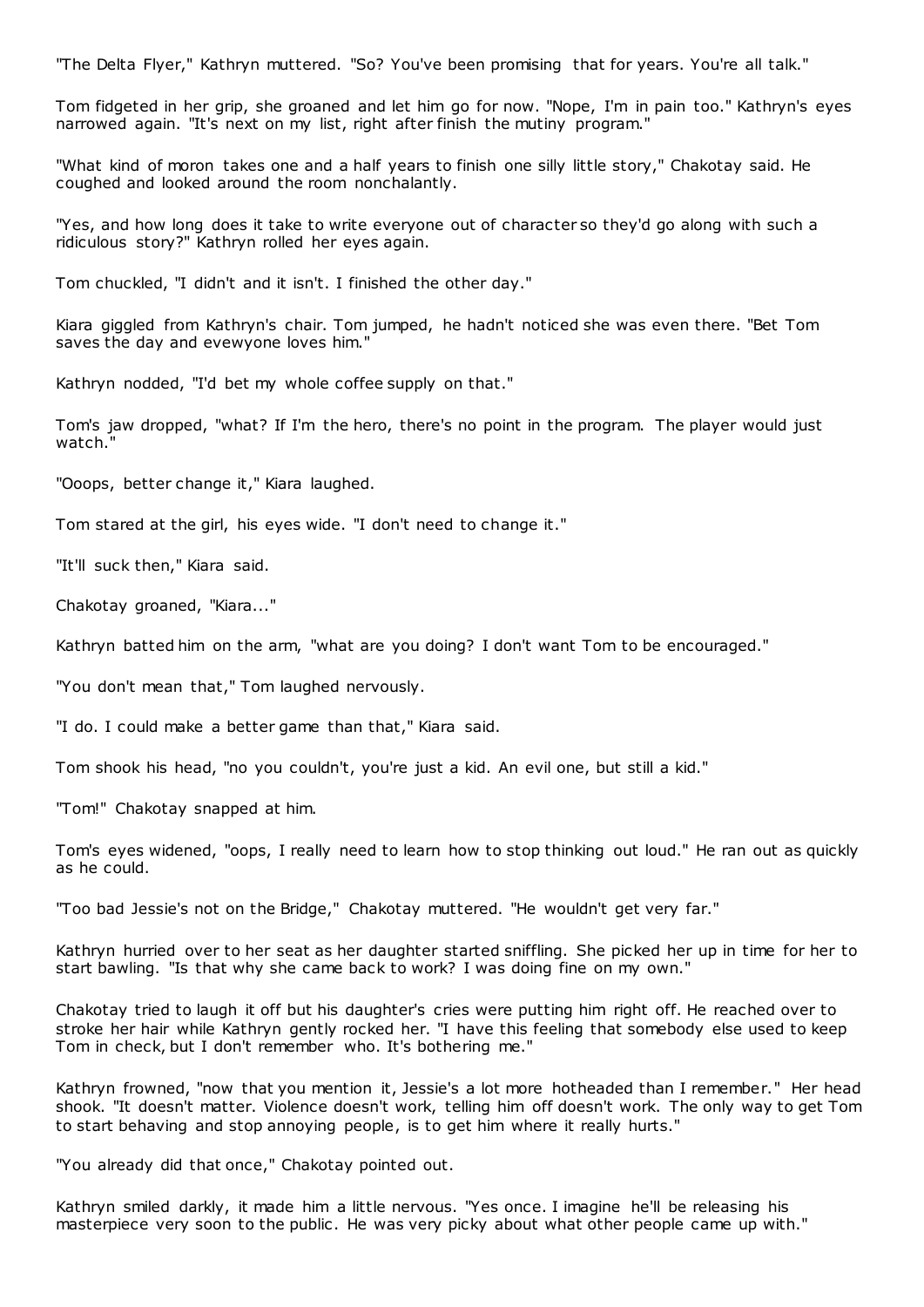"The Delta Flyer," Kathryn muttered. "So? You've been promising that for years. You're all talk."

Tom fidgeted in her grip, she groaned and let him go for now. "Nope, I'm in pain too." Kathryn's eyes narrowed again. "It's next on my list, right after finish the mutiny program."

"What kind of moron takes one and a half years to finish one silly little story," Chakotay said. He coughed and looked around the room nonchalantly.

"Yes, and how long does it take to write everyone out of character so they'd go along with such a ridiculous story?" Kathryn rolled her eyes again.

Tom chuckled, "I didn't and it isn't. I finished the other day."

Kiara giggled from Kathryn's chair. Tom jumped, he hadn't noticed she was even there. "Bet Tom saves the day and evewyone loves him."

Kathryn nodded, "I'd bet my whole coffee supply on that."

Tom's jaw dropped, "what? If I'm the hero, there's no point in the program. The player would just watch."

"Ooops, better change it," Kiara laughed.

Tom stared at the girl, his eyes wide. "I don't need to change it."

"It'll suck then," Kiara said.

Chakotay groaned, "Kiara..."

Kathryn batted him on the arm, "what are you doing? I don't want Tom to be encouraged."

"You don't mean that," Tom laughed nervously.

"I do. I could make a better game than that," Kiara said.

Tom shook his head, "no you couldn't, you're just a kid. An evil one, but still a kid."

"Tom!" Chakotay snapped at him.

Tom's eyes widened, "oops, I really need to learn how to stop thinking out loud." He ran out as quickly as he could.

"Too bad Jessie's not on the Bridge," Chakotay muttered. "He wouldn't get very far."

Kathryn hurried over to her seat as her daughter started sniffling. She picked her up in time for her to start bawling. "Is that why she came back to work? I was doing fine on my own."

Chakotay tried to laugh it off but his daughter's cries were putting him right off. He reached over to stroke her hair while Kathryn gently rocked her. "I have this feeling that somebody else used to keep Tom in check, but I don't remember who. It's bothering me."

Kathryn frowned, "now that you mention it, Jessie's a lot more hotheaded than I remember." Her head shook. "It doesn't matter. Violence doesn't work, telling him off doesn't work. The only way to get Tom to start behaving and stop annoying people, is to get him where it really hurts."

"You already did that once," Chakotay pointed out.

Kathryn smiled darkly, it made him a little nervous. "Yes once. I imagine he'll be releasing his masterpiece very soon to the public. He was very picky about what other people came up with."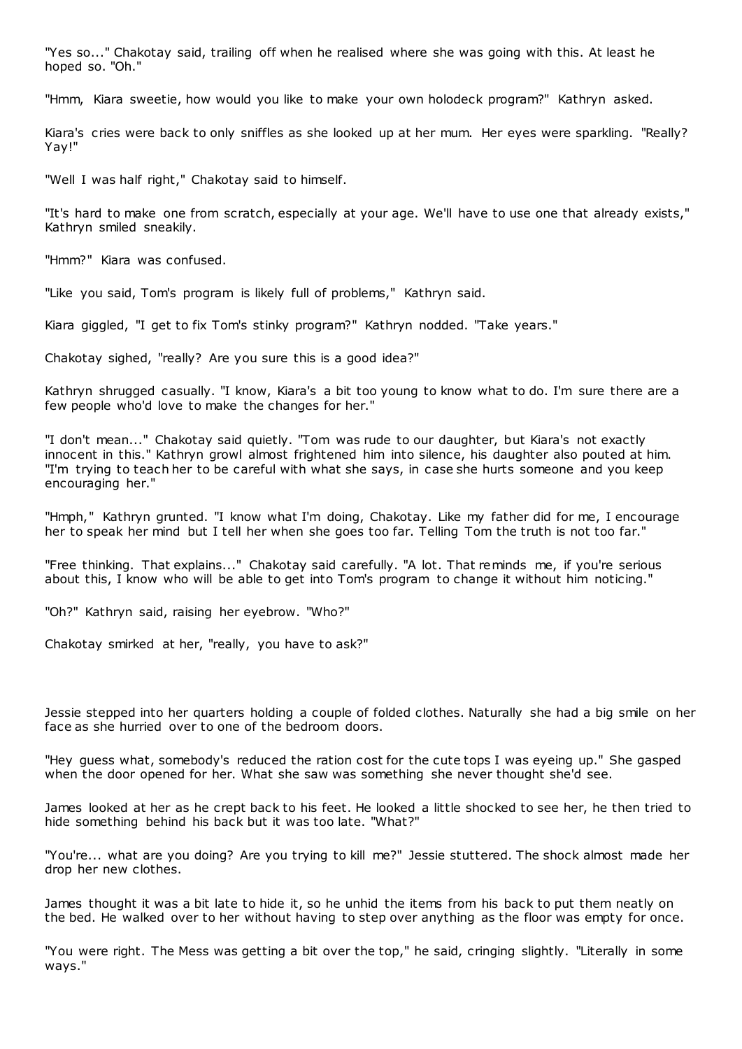"Yes so..." Chakotay said, trailing off when he realised where she was going with this. At least he hoped so. "Oh."

"Hmm, Kiara sweetie, how would you like to make your own holodeck program?" Kathryn asked.

Kiara's cries were back to only sniffles as she looked up at her mum. Her eyes were sparkling. "Really? Yay!"

"Well I was half right," Chakotay said to himself.

"It's hard to make one from scratch, especially at your age. We'll have to use one that already exists," Kathryn smiled sneakily.

"Hmm?" Kiara was confused.

"Like you said, Tom's program is likely full of problems," Kathryn said.

Kiara giggled, "I get to fix Tom's stinky program?" Kathryn nodded. "Take years."

Chakotay sighed, "really? Are you sure this is a good idea?"

Kathryn shrugged casually. "I know, Kiara's a bit too young to know what to do. I'm sure there are a few people who'd love to make the changes for her."

"I don't mean..." Chakotay said quietly. "Tom was rude to our daughter, but Kiara's not exactly innocent in this." Kathryn growl almost frightened him into silence, his daughter also pouted at him. "I'm trying to teach her to be careful with what she says, in case she hurts someone and you keep encouraging her."

"Hmph," Kathryn grunted. "I know what I'm doing, Chakotay. Like my father did for me, I encourage her to speak her mind but I tell her when she goes too far. Telling Tom the truth is not too far."

"Free thinking. That explains..." Chakotay said carefully. "A lot. That reminds me, if you're serious about this, I know who will be able to get into Tom's program to change it without him noticing."

"Oh?" Kathryn said, raising her eyebrow. "Who?"

Chakotay smirked at her, "really, you have to ask?"

Jessie stepped into her quarters holding a couple of folded clothes. Naturally she had a big smile on her face as she hurried over to one of the bedroom doors.

"Hey guess what, somebody's reduced the ration cost for the cute tops I was eyeing up." She gasped when the door opened for her. What she saw was something she never thought she'd see.

James looked at her as he crept back to his feet. He looked a little shocked to see her, he then tried to hide something behind his back but it was too late. "What?"

"You're... what are you doing? Are you trying to kill me?" Jessie stuttered. The shock almost made her drop her new clothes.

James thought it was a bit late to hide it, so he unhid the items from his back to put them neatly on the bed. He walked over to her without having to step over anything as the floor was empty for once.

"You were right. The Mess was getting a bit over the top," he said, cringing slightly. "Literally in some ways."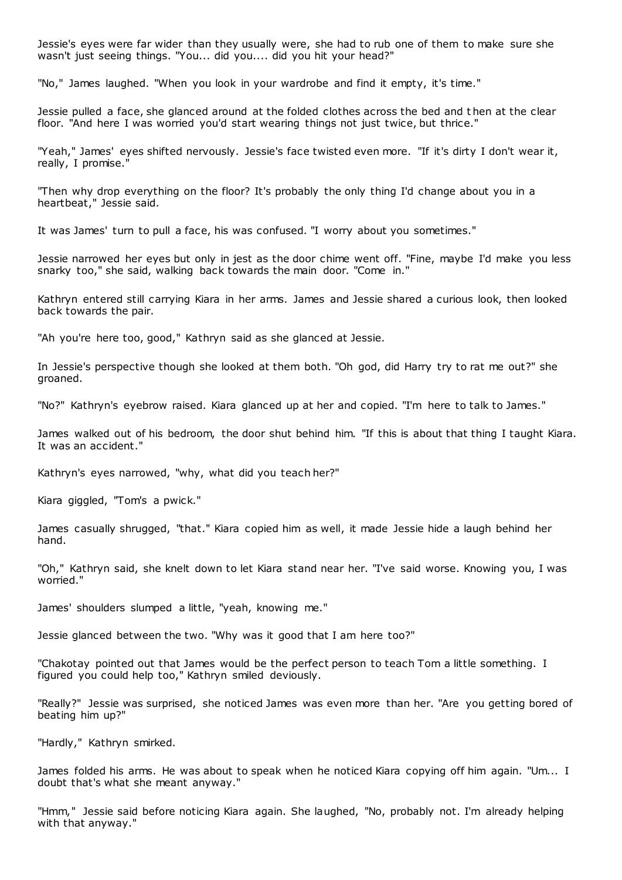Jessie's eyes were far wider than they usually were, she had to rub one of them to make sure she wasn't just seeing things. "You... did you.... did you hit your head?"

"No," James laughed. "When you look in your wardrobe and find it empty, it's time."

Jessie pulled a face, she glanced around at the folded clothes across the bed and then at the clear floor. "And here I was worried you'd start wearing things not just twice, but thrice."

"Yeah," James' eyes shifted nervously. Jessie's face twisted even more. "If it's dirty I don't wear it, really, I promise."

"Then why drop everything on the floor? It's probably the only thing I'd change about you in a heartbeat," Jessie said.

It was James' turn to pull a face, his was confused. "I worry about you sometimes."

Jessie narrowed her eyes but only in jest as the door chime went off. "Fine, maybe I'd make you less snarky too," she said, walking back towards the main door. "Come in."

Kathryn entered still carrying Kiara in her arms. James and Jessie shared a curious look, then looked back towards the pair.

"Ah you're here too, good," Kathryn said as she glanced at Jessie.

In Jessie's perspective though she looked at them both. "Oh god, did Harry try to rat me out?" she groaned.

"No?" Kathryn's eyebrow raised. Kiara glanced up at her and copied. "I'm here to talk to James."

James walked out of his bedroom, the door shut behind him. "If this is about that thing I taught Kiara. It was an accident."

Kathryn's eyes narrowed, "why, what did you teach her?"

Kiara giggled, "Tom's a pwick."

James casually shrugged, "that." Kiara copied him as well, it made Jessie hide a laugh behind her hand.

"Oh," Kathryn said, she knelt down to let Kiara stand near her. "I've said worse. Knowing you, I was worried."

James' shoulders slumped a little, "yeah, knowing me."

Jessie glanced between the two. "Why was it good that I am here too?"

"Chakotay pointed out that James would be the perfect person to teach Tom a little something. I figured you could help too," Kathryn smiled deviously.

"Really?" Jessie was surprised, she noticed James was even more than her. "Are you getting bored of beating him up?"

"Hardly," Kathryn smirked.

James folded his arms. He was about to speak when he noticed Kiara copying off him again. "Um... I doubt that's what she meant anyway."

"Hmm," Jessie said before noticing Kiara again. She laughed, "No, probably not. I'm already helping with that anyway."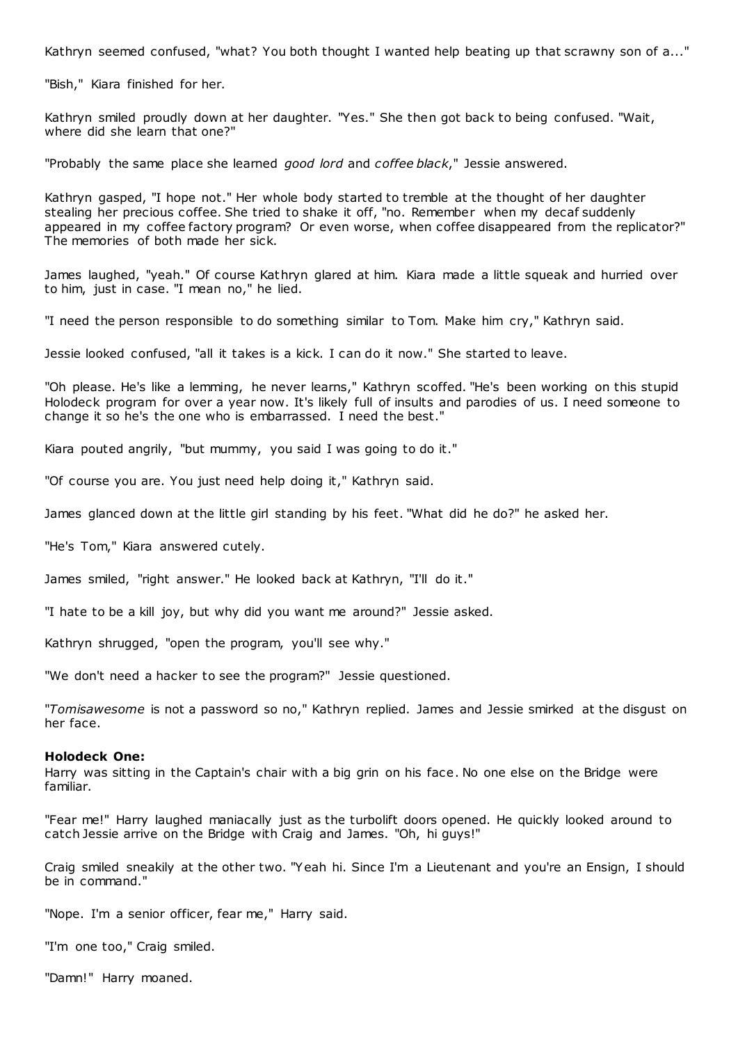Kathryn seemed confused, "what? You both thought I wanted help beating up that scrawny son of a..."

"Bish," Kiara finished for her.

Kathryn smiled proudly down at her daughter. "Yes." She then got back to being confused. "Wait, where did she learn that one?"

"Probably the same place she learned *good lord* and *coffee black*," Jessie answered.

Kathryn gasped, "I hope not." Her whole body started to tremble at the thought of her daughter stealing her precious coffee. She tried to shake it off, "no. Remember when my decaf suddenly appeared in my coffee factory program? Or even worse, when coffee disappeared from the replicator?" The memories of both made her sick.

James laughed, "yeah." Of course Kathryn glared at him. Kiara made a little squeak and hurried over to him, just in case. "I mean no," he lied.

"I need the person responsible to do something similar to Tom. Make him cry," Kathryn said.

Jessie looked confused, "all it takes is a kick. I can do it now." She started to leave.

"Oh please. He's like a lemming, he never learns," Kathryn scoffed. "He's been working on this stupid Holodeck program for over a year now. It's likely full of insults and parodies of us. I need someone to change it so he's the one who is embarrassed. I need the best."

Kiara pouted angrily, "but mummy, you said I was going to do it."

"Of course you are. You just need help doing it," Kathryn said.

James glanced down at the little girl standing by his feet. "What did he do?" he asked her.

"He's Tom," Kiara answered cutely.

James smiled, "right answer." He looked back at Kathryn, "I'll do it."

"I hate to be a kill joy, but why did you want me around?" Jessie asked.

Kathryn shrugged, "open the program, you'll see why."

"We don't need a hacker to see the program?" Jessie questioned.

"*Tomisawesome* is not a password so no," Kathryn replied. James and Jessie smirked at the disgust on her face.

**Holodeck One:**
Harry was sitting in the Captain's chair with a big grin on his face. No one else on the Bridge were familiar.

"Fear me!" Harry laughed maniacally just as the turbolift doors opened. He quickly looked around to catch Jessie arrive on the Bridge with Craig and James. "Oh, hi guys!"

Craig smiled sneakily at the other two. "Yeah hi. Since I'm a Lieutenant and you're an Ensign, I should be in command."

"Nope. I'm a senior officer, fear me," Harry said.

"I'm one too," Craig smiled.

"Damn!" Harry moaned.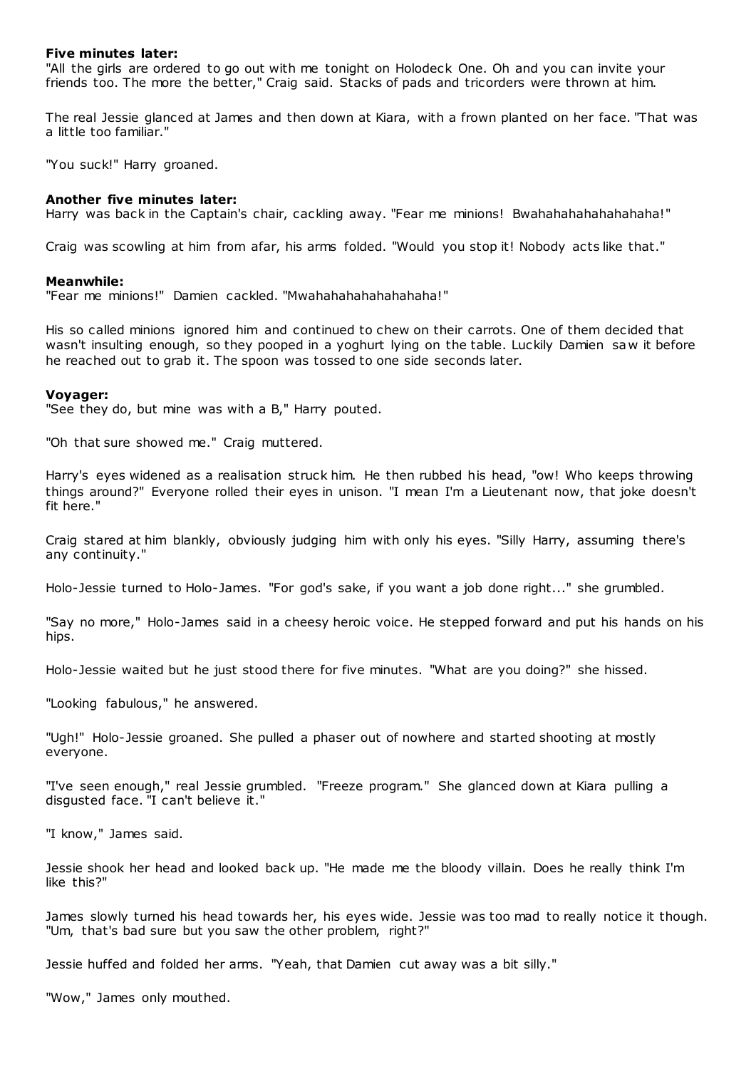**Five minutes later:**
"All the girls are ordered to go out with me tonight on Holodeck One. Oh and you can invite your friends too. The more the better," Craig said. Stacks of pads and tricorders were thrown at him.

The real Jessie glanced at James and then down at Kiara, with a frown planted on her face. "That was a little too familiar."

"You suck!" Harry groaned.

**Another five minutes later:**
Harry was back in the Captain's chair, cackling away. "Fear me minions! Bwahahahahahahahaha!"

Craig was scowling at him from afar, his arms folded. "Would you stop it! Nobody acts like that."

**Meanwhile:**
"Fear me minions!" Damien cackled. "Mwahahahahahahahaha!"

His so called minions ignored him and continued to chew on their carrots. One of them decided that wasn't insulting enough, so they pooped in a yoghurt lying on the table. Luckily Damien saw it before he reached out to grab it. The spoon was tossed to one side seconds later.

**Voyager:**
"See they do, but mine was with a B," Harry pouted.

"Oh that sure showed me." Craig muttered.

Harry's eyes widened as a realisation struck him. He then rubbed his head, "ow! Who keeps throwing things around?" Everyone rolled their eyes in unison. "I mean I'm a Lieutenant now, that joke doesn't fit here."

Craig stared at him blankly, obviously judging him with only his eyes. "Silly Harry, assuming there's any continuity."

Holo-Jessie turned to Holo-James. "For god's sake, if you want a job done right..." she grumbled.

"Say no more," Holo-James said in a cheesy heroic voice. He stepped forward and put his hands on his hips.

Holo-Jessie waited but he just stood there for five minutes. "What are you doing?" she hissed.

"Looking fabulous," he answered.

"Ugh!" Holo-Jessie groaned. She pulled a phaser out of nowhere and started shooting at mostly everyone.

"I've seen enough," real Jessie grumbled. "Freeze program." She glanced down at Kiara pulling a disgusted face. "I can't believe it."

"I know," James said.

Jessie shook her head and looked back up. "He made me the bloody villain. Does he really think I'm like this?"

James slowly turned his head towards her, his eyes wide. Jessie was too mad to really notice it though. "Um, that's bad sure but you saw the other problem, right?"

Jessie huffed and folded her arms. "Yeah, that Damien cut away was a bit silly."

"Wow," James only mouthed.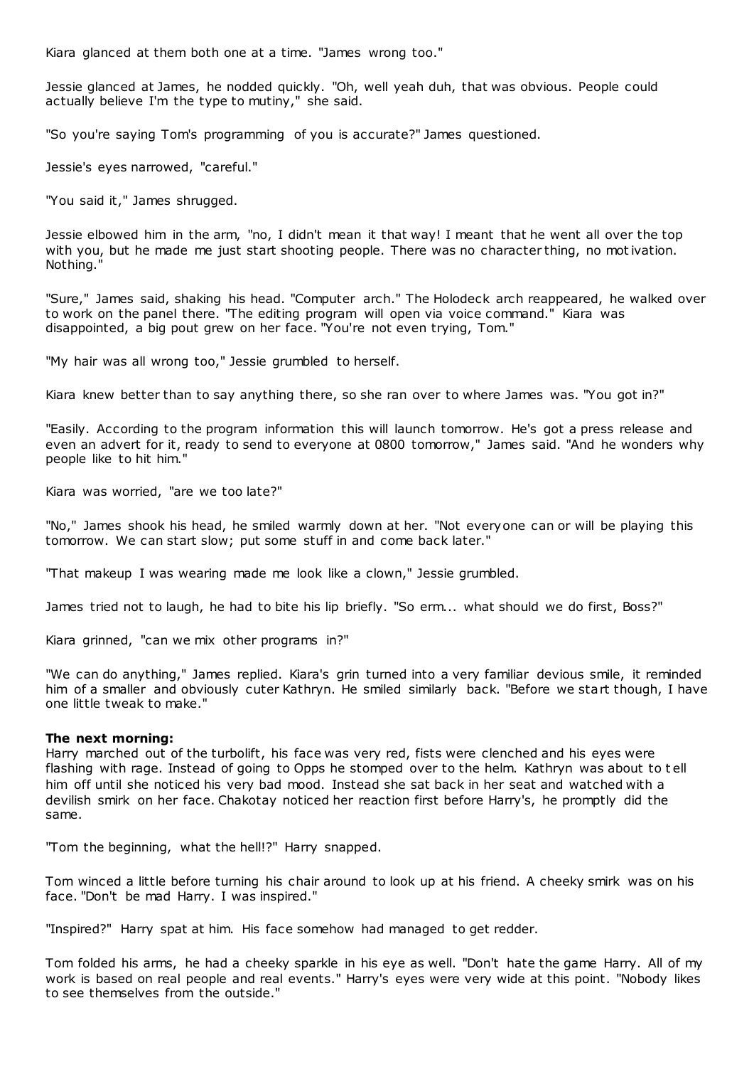Kiara glanced at them both one at a time. "James wrong too."

Jessie glanced at James, he nodded quickly. "Oh, well yeah duh, that was obvious. People could actually believe I'm the type to mutiny," she said.

"So you're saying Tom's programming of you is accurate?" James questioned.

Jessie's eyes narrowed, "careful."

"You said it," James shrugged.

Jessie elbowed him in the arm, "no, I didn't mean it that way! I meant that he went all over the top with you, but he made me just start shooting people. There was no character thing, no motivation. Nothing."

"Sure," James said, shaking his head. "Computer arch." The Holodeck arch reappeared, he walked over to work on the panel there. "The editing program will open via voice command." Kiara was disappointed, a big pout grew on her face. "You're not even trying, Tom."

"My hair was all wrong too," Jessie grumbled to herself.

Kiara knew better than to say anything there, so she ran over to where James was. "You got in?"

"Easily. According to the program information this will launch tomorrow. He's got a press release and even an advert for it, ready to send to everyone at 0800 tomorrow," James said. "And he wonders why people like to hit him."

Kiara was worried, "are we too late?"

"No," James shook his head, he smiled warmly down at her. "Not everyone can or will be playing this tomorrow. We can start slow; put some stuff in and come back later."

"That makeup I was wearing made me look like a clown," Jessie grumbled.

James tried not to laugh, he had to bite his lip briefly. "So erm... what should we do first, Boss?"

Kiara grinned, "can we mix other programs in?"

"We can do anything," James replied. Kiara's grin turned into a very familiar devious smile, it reminded him of a smaller and obviously cuter Kathryn. He smiled similarly back. "Before we start though, I have one little tweak to make."

**The next morning:**
Harry marched out of the turbolift, his face was very red, fists were clenched and his eyes were flashing with rage. Instead of going to Opps he stomped over to the helm. Kathryn was about to tell him off until she noticed his very bad mood. Instead she sat back in her seat and watched with a devilish smirk on her face. Chakotay noticed her reaction first before Harry's, he promptly did the same.

"Tom the beginning, what the hell!?" Harry snapped.

Tom winced a little before turning his chair around to look up at his friend. A cheeky smirk was on his face. "Don't be mad Harry. I was inspired."

"Inspired?" Harry spat at him. His face somehow had managed to get redder.

Tom folded his arms, he had a cheeky sparkle in his eye as well. "Don't hate the game Harry. All of my work is based on real people and real events." Harry's eyes were very wide at this point. "Nobody likes to see themselves from the outside."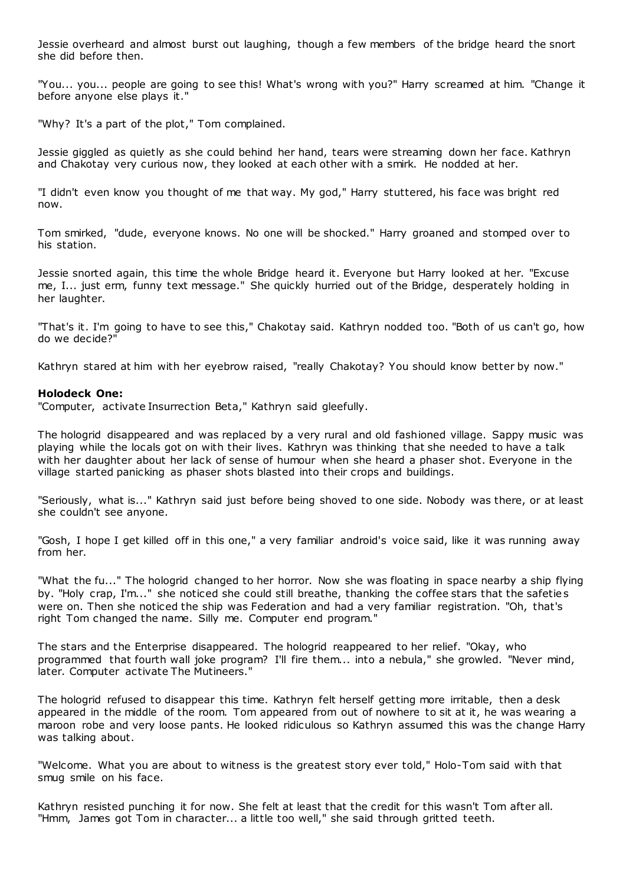Jessie overheard and almost burst out laughing, though a few members of the bridge heard the snort she did before then.

"You... you... people are going to see this! What's wrong with you?" Harry screamed at him. "Change it before anyone else plays it."

"Why? It's a part of the plot," Tom complained.

Jessie giggled as quietly as she could behind her hand, tears were streaming down her face. Kathryn and Chakotay very curious now, they looked at each other with a smirk. He nodded at her.

"I didn't even know you thought of me that way. My god," Harry stuttered, his face was bright red now.

Tom smirked, "dude, everyone knows. No one will be shocked." Harry groaned and stomped over to his station.

Jessie snorted again, this time the whole Bridge heard it. Everyone but Harry looked at her. "Excuse me, I... just erm, funny text message." She quickly hurried out of the Bridge, desperately holding in her laughter.

"That's it. I'm going to have to see this," Chakotay said. Kathryn nodded too. "Both of us can't go, how do we decide?"

Kathryn stared at him with her eyebrow raised, "really Chakotay? You should know better by now."

**Holodeck One:**

"Computer, activate Insurrection Beta," Kathryn said gleefully.

The hologrid disappeared and was replaced by a very rural and old fashioned village. Sappy music was playing while the locals got on with their lives. Kathryn was thinking that she needed to have a talk with her daughter about her lack of sense of humour when she heard a phaser shot. Everyone in the village started panicking as phaser shots blasted into their crops and buildings.

"Seriously, what is..." Kathryn said just before being shoved to one side. Nobody was there, or at least she couldn't see anyone.

"Gosh, I hope I get killed off in this one," a very familiar android's voice said, like it was running away from her.

"What the fu..." The hologrid changed to her horror. Now she was floating in space nearby a ship flying by. "Holy crap, I'm..." she noticed she could still breathe, thanking the coffee stars that the safeties were on. Then she noticed the ship was Federation and had a very familiar registration. "Oh, that's right Tom changed the name. Silly me. Computer end program."

The stars and the Enterprise disappeared. The hologrid reappeared to her relief. "Okay, who programmed that fourth wall joke program? I'll fire them... into a nebula," she growled. "Never mind, later. Computer activate The Mutineers."

The hologrid refused to disappear this time. Kathryn felt herself getting more irritable, then a desk appeared in the middle of the room. Tom appeared from out of nowhere to sit at it, he was wearing a maroon robe and very loose pants. He looked ridiculous so Kathryn assumed this was the change Harry was talking about.

"Welcome. What you are about to witness is the greatest story ever told," Holo-Tom said with that smug smile on his face.

Kathryn resisted punching it for now. She felt at least that the credit for this wasn't Tom after all. "Hmm, James got Tom in character... a little too well," she said through gritted teeth.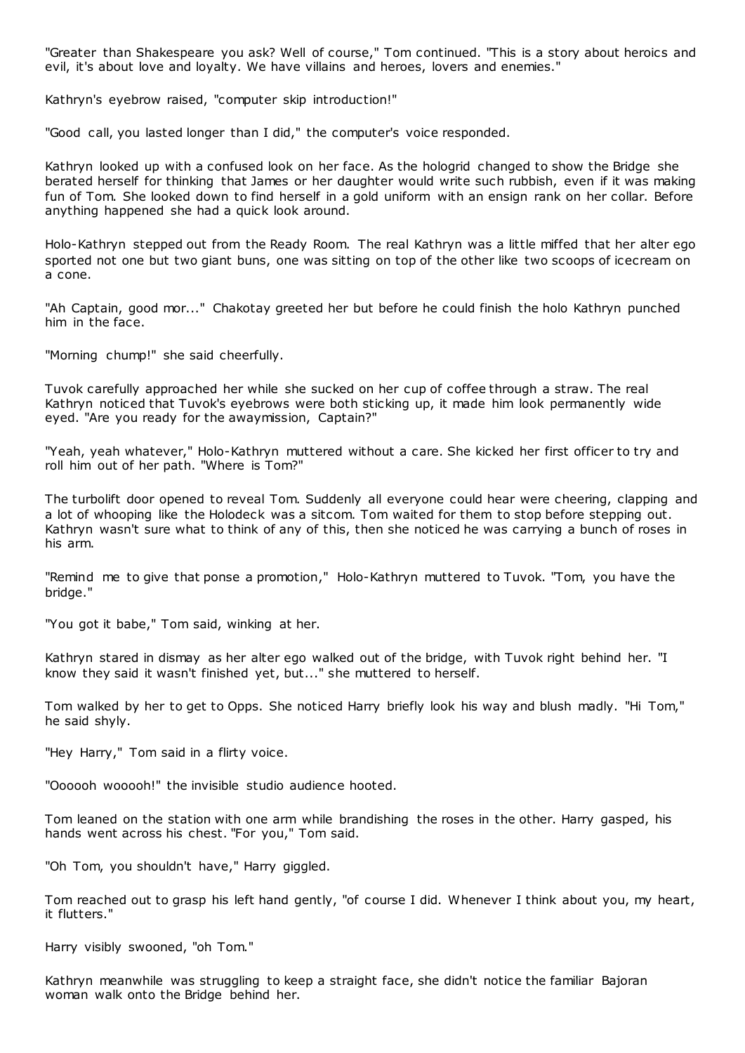"Greater than Shakespeare you ask? Well of course," Tom continued. "This is a story about heroics and evil, it's about love and loyalty. We have villains and heroes, lovers and enemies."

Kathryn's eyebrow raised, "computer skip introduction!"

"Good call, you lasted longer than I did," the computer's voice responded.

Kathryn looked up with a confused look on her face. As the hologrid changed to show the Bridge she berated herself for thinking that James or her daughter would write such rubbish, even if it was making fun of Tom. She looked down to find herself in a gold uniform with an ensign rank on her collar. Before anything happened she had a quick look around.

Holo-Kathryn stepped out from the Ready Room. The real Kathryn was a little miffed that her alter ego sported not one but two giant buns, one was sitting on top of the other like two scoops of icecream on a cone.

"Ah Captain, good mor..." Chakotay greeted her but before he could finish the holo Kathryn punched him in the face.

"Morning chump!" she said cheerfully.

Tuvok carefully approached her while she sucked on her cup of coffee through a straw. The real Kathryn noticed that Tuvok's eyebrows were both sticking up, it made him look permanently wide eyed. "Are you ready for the awaymission, Captain?"

"Yeah, yeah whatever," Holo-Kathryn muttered without a care. She kicked her first officer to try and roll him out of her path. "Where is Tom?"

The turbolift door opened to reveal Tom. Suddenly all everyone could hear were cheering, clapping and a lot of whooping like the Holodeck was a sitcom. Tom waited for them to stop before stepping out. Kathryn wasn't sure what to think of any of this, then she noticed he was carrying a bunch of roses in his arm.

"Remind me to give that ponse a promotion," Holo-Kathryn muttered to Tuvok. "Tom, you have the bridge."

"You got it babe," Tom said, winking at her.

Kathryn stared in dismay as her alter ego walked out of the bridge, with Tuvok right behind her. "I know they said it wasn't finished yet, but..." she muttered to herself.

Tom walked by her to get to Opps. She noticed Harry briefly look his way and blush madly. "Hi Tom," he said shyly.

"Hey Harry," Tom said in a flirty voice.

"Oooooh wooooh!" the invisible studio audience hooted.

Tom leaned on the station with one arm while brandishing the roses in the other. Harry gasped, his hands went across his chest. "For you," Tom said.

"Oh Tom, you shouldn't have," Harry giggled.

Tom reached out to grasp his left hand gently, "of course I did. Whenever I think about you, my heart, it flutters."

Harry visibly swooned, "oh Tom."

Kathryn meanwhile was struggling to keep a straight face, she didn't notice the familiar Bajoran woman walk onto the Bridge behind her.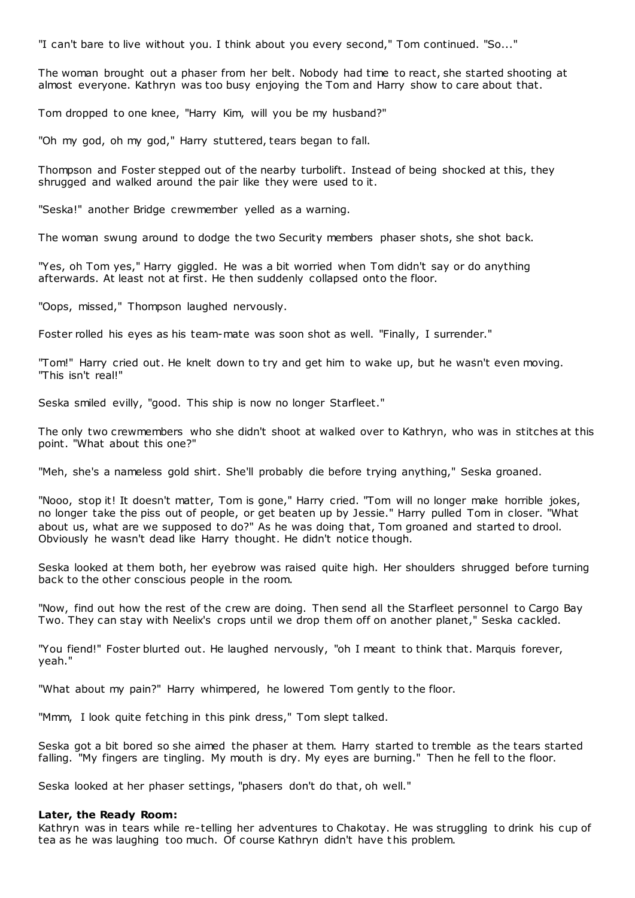"I can't bare to live without you. I think about you every second," Tom continued. "So..."

The woman brought out a phaser from her belt. Nobody had time to react, she started shooting at almost everyone. Kathryn was too busy enjoying the Tom and Harry show to care about that.

Tom dropped to one knee, "Harry Kim, will you be my husband?"

"Oh my god, oh my god," Harry stuttered, tears began to fall.

Thompson and Foster stepped out of the nearby turbolift. Instead of being shocked at this, they shrugged and walked around the pair like they were used to it.

"Seska!" another Bridge crewmember yelled as a warning.

The woman swung around to dodge the two Security members phaser shots, she shot back.

"Yes, oh Tom yes," Harry giggled. He was a bit worried when Tom didn't say or do anything afterwards. At least not at first. He then suddenly collapsed onto the floor.

"Oops, missed," Thompson laughed nervously.

Foster rolled his eyes as his team-mate was soon shot as well. "Finally, I surrender."

"Tom!" Harry cried out. He knelt down to try and get him to wake up, but he wasn't even moving. "This isn't real!"

Seska smiled evilly, "good. This ship is now no longer Starfleet."

The only two crewmembers who she didn't shoot at walked over to Kathryn, who was in stitches at this point. "What about this one?"

"Meh, she's a nameless gold shirt. She'll probably die before trying anything," Seska groaned.

"Nooo, stop it! It doesn't matter, Tom is gone," Harry cried. "Tom will no longer make horrible jokes, no longer take the piss out of people, or get beaten up by Jessie." Harry pulled Tom in closer. "What about us, what are we supposed to do?" As he was doing that, Tom groaned and started to drool. Obviously he wasn't dead like Harry thought. He didn't notice though.

Seska looked at them both, her eyebrow was raised quite high. Her shoulders shrugged before turning back to the other conscious people in the room.

"Now, find out how the rest of the crew are doing. Then send all the Starfleet personnel to Cargo Bay Two. They can stay with Neelix's crops until we drop them off on another planet," Seska cackled.

"You fiend!" Foster blurted out. He laughed nervously, "oh I meant to think that. Marquis forever, yeah."

"What about my pain?" Harry whimpered, he lowered Tom gently to the floor.

"Mmm, I look quite fetching in this pink dress," Tom slept talked.

Seska got a bit bored so she aimed the phaser at them. Harry started to tremble as the tears started falling. "My fingers are tingling. My mouth is dry. My eyes are burning." Then he fell to the floor.

Seska looked at her phaser settings, "phasers don't do that, oh well."

**Later, the Ready Room:**
Kathryn was in tears while re-telling her adventures to Chakotay. He was struggling to drink his cup of tea as he was laughing too much. Of course Kathryn didn't have this problem.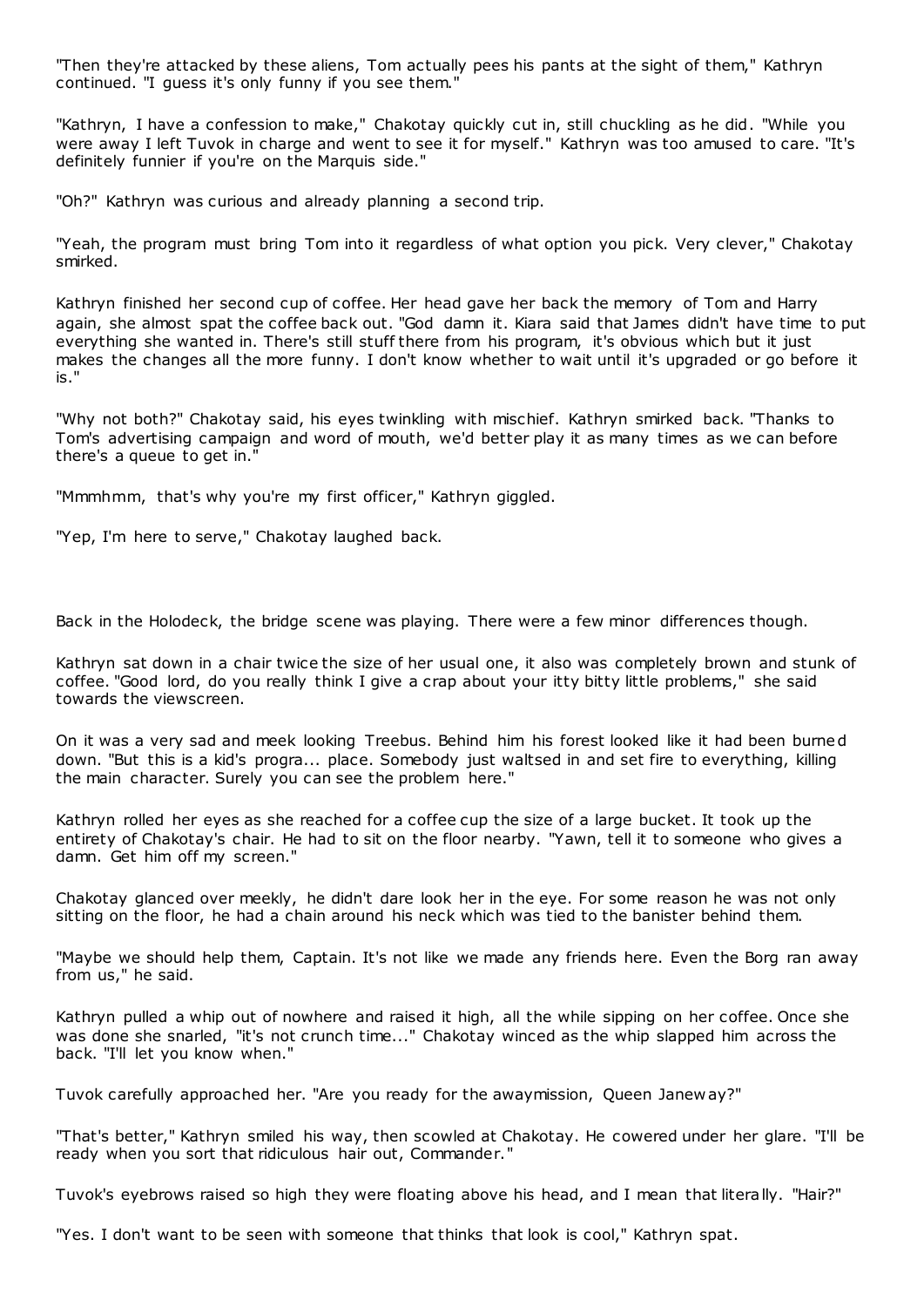"Then they're attacked by these aliens, Tom actually pees his pants at the sight of them," Kathryn continued. "I guess it's only funny if you see them."

"Kathryn, I have a confession to make," Chakotay quickly cut in, still chuckling as he did. "While you were away I left Tuvok in charge and went to see it for myself." Kathryn was too amused to care. "It's definitely funnier if you're on the Marquis side."

"Oh?" Kathryn was curious and already planning a second trip.

"Yeah, the program must bring Tom into it regardless of what option you pick. Very clever," Chakotay smirked.

Kathryn finished her second cup of coffee. Her head gave her back the memory of Tom and Harry again, she almost spat the coffee back out. "God damn it. Kiara said that James didn't have time to put everything she wanted in. There's still stuff there from his program, it's obvious which but it just makes the changes all the more funny. I don't know whether to wait until it's upgraded or go before it is."

"Why not both?" Chakotay said, his eyes twinkling with mischief. Kathryn smirked back. "Thanks to Tom's advertising campaign and word of mouth, we'd better play it as many times as we can before there's a queue to get in."

"Mmmhmm, that's why you're my first officer," Kathryn giggled.

"Yep, I'm here to serve," Chakotay laughed back.

Back in the Holodeck, the bridge scene was playing. There were a few minor differences though.

Kathryn sat down in a chair twice the size of her usual one, it also was completely brown and stunk of coffee. "Good lord, do you really think I give a crap about your itty bitty little problems," she said towards the viewscreen.

On it was a very sad and meek looking Treebus. Behind him his forest looked like it had been burned down. "But this is a kid's progra... place. Somebody just waltsed in and set fire to everything, killing the main character. Surely you can see the problem here."

Kathryn rolled her eyes as she reached for a coffee cup the size of a large bucket. It took up the entirety of Chakotay's chair. He had to sit on the floor nearby. "Yawn, tell it to someone who gives a damn. Get him off my screen."

Chakotay glanced over meekly, he didn't dare look her in the eye. For some reason he was not only sitting on the floor, he had a chain around his neck which was tied to the banister behind them.

"Maybe we should help them, Captain. It's not like we made any friends here. Even the Borg ran away from us," he said.

Kathryn pulled a whip out of nowhere and raised it high, all the while sipping on her coffee. Once she was done she snarled, "it's not crunch time..." Chakotay winced as the whip slapped him across the back. "I'll let you know when."

Tuvok carefully approached her. "Are you ready for the awaymission, Queen Janeway?"

"That's better," Kathryn smiled his way, then scowled at Chakotay. He cowered under her glare. "I'll be ready when you sort that ridiculous hair out, Commander."

Tuvok's eyebrows raised so high they were floating above his head, and I mean that literally. "Hair?"

"Yes. I don't want to be seen with someone that thinks that look is cool," Kathryn spat.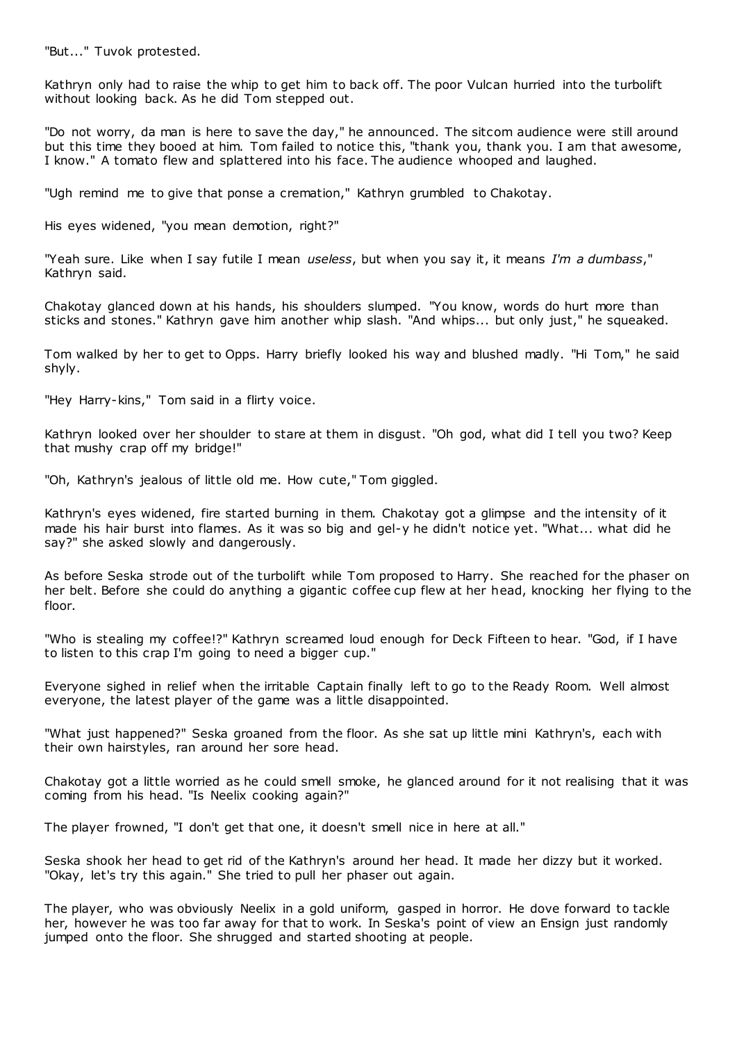"But..." Tuvok protested.

Kathryn only had to raise the whip to get him to back off. The poor Vulcan hurried into the turbolift without looking back. As he did Tom stepped out.

"Do not worry, da man is here to save the day," he announced. The sitcom audience were still around but this time they booed at him. Tom failed to notice this, "thank you, thank you. I am that awesome, I know." A tomato flew and splattered into his face. The audience whooped and laughed.

"Ugh remind me to give that ponse a cremation," Kathryn grumbled to Chakotay.

His eyes widened, "you mean demotion, right?"

"Yeah sure. Like when I say futile I mean *useless*, but when you say it, it means *I'm a dumbass*," Kathryn said.

Chakotay glanced down at his hands, his shoulders slumped. "You know, words do hurt more than sticks and stones." Kathryn gave him another whip slash. "And whips... but only just," he squeaked.

Tom walked by her to get to Opps. Harry briefly looked his way and blushed madly. "Hi Tom," he said shyly.

"Hey Harry-kins," Tom said in a flirty voice.

Kathryn looked over her shoulder to stare at them in disgust. "Oh god, what did I tell you two? Keep that mushy crap off my bridge!"

"Oh, Kathryn's jealous of little old me. How cute," Tom giggled.

Kathryn's eyes widened, fire started burning in them. Chakotay got a glimpse and the intensity of it made his hair burst into flames. As it was so big and gel-y he didn't notice yet. "What... what did he say?" she asked slowly and dangerously.

As before Seska strode out of the turbolift while Tom proposed to Harry. She reached for the phaser on her belt. Before she could do anything a gigantic coffee cup flew at her head, knocking her flying to the floor.

"Who is stealing my coffee!?" Kathryn screamed loud enough for Deck Fifteen to hear. "God, if I have to listen to this crap I'm going to need a bigger cup."

Everyone sighed in relief when the irritable Captain finally left to go to the Ready Room. Well almost everyone, the latest player of the game was a little disappointed.

"What just happened?" Seska groaned from the floor. As she sat up little mini Kathryn's, each with their own hairstyles, ran around her sore head.

Chakotay got a little worried as he could smell smoke, he glanced around for it not realising that it was coming from his head. "Is Neelix cooking again?"

The player frowned, "I don't get that one, it doesn't smell nice in here at all."

Seska shook her head to get rid of the Kathryn's around her head. It made her dizzy but it worked. "Okay, let's try this again." She tried to pull her phaser out again.

The player, who was obviously Neelix in a gold uniform, gasped in horror. He dove forward to tackle her, however he was too far away for that to work. In Seska's point of view an Ensign just randomly jumped onto the floor. She shrugged and started shooting at people.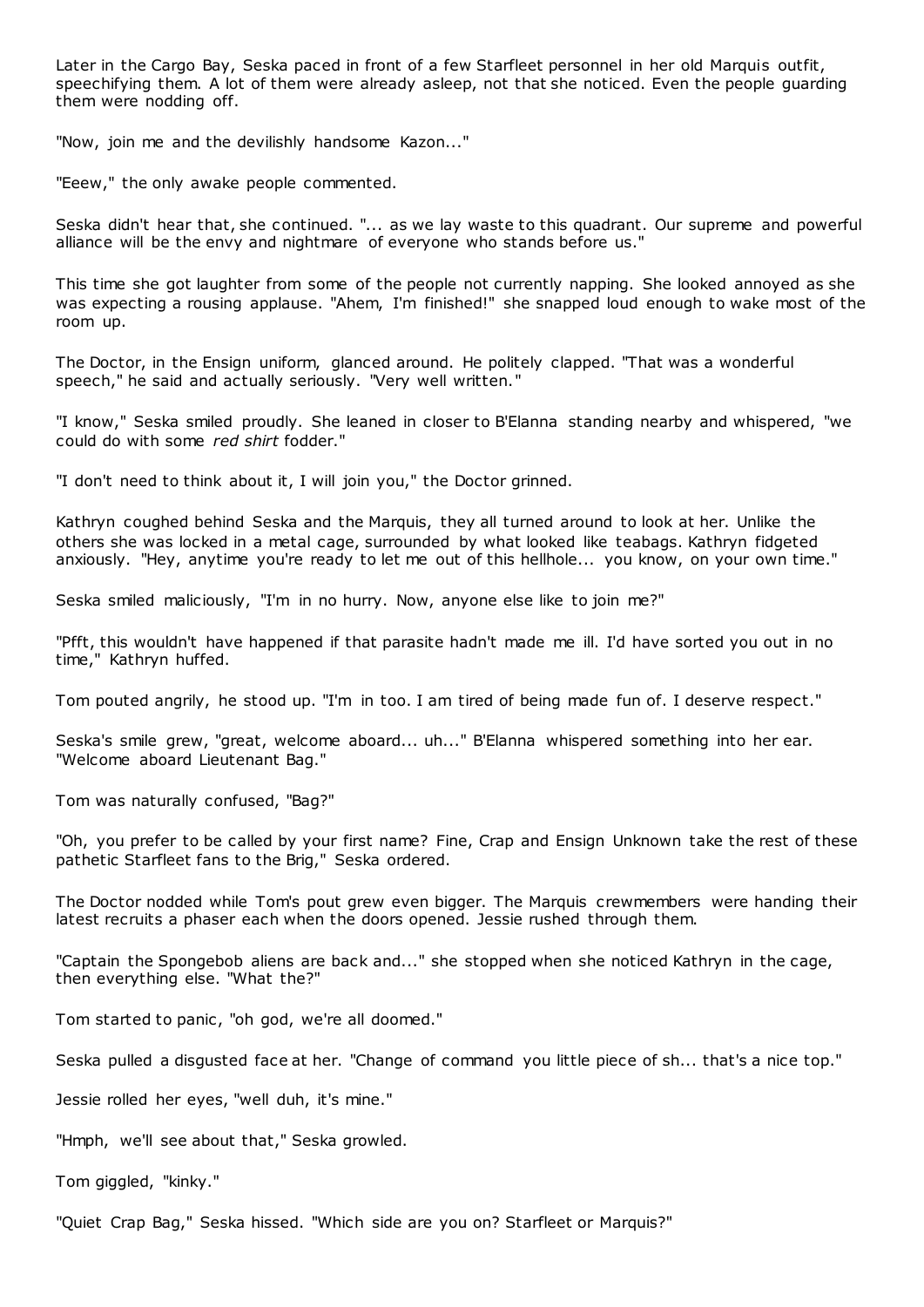Later in the Cargo Bay, Seska paced in front of a few Starfleet personnel in her old Marquis outfit, speechifying them. A lot of them were already asleep, not that she noticed. Even the people guarding them were nodding off.

"Now, join me and the devilishly handsome Kazon..."

"Eeew," the only awake people commented.

Seska didn't hear that, she continued. "... as we lay waste to this quadrant. Our supreme and powerful alliance will be the envy and nightmare of everyone who stands before us."

This time she got laughter from some of the people not currently napping. She looked annoyed as she was expecting a rousing applause. "Ahem, I'm finished!" she snapped loud enough to wake most of the room up.

The Doctor, in the Ensign uniform, glanced around. He politely clapped. "That was a wonderful speech," he said and actually seriously. "Very well written."

"I know," Seska smiled proudly. She leaned in closer to B'Elanna standing nearby and whispered, "we could do with some *red shirt* fodder."

"I don't need to think about it, I will join you," the Doctor grinned.

Kathryn coughed behind Seska and the Marquis, they all turned around to look at her. Unlike the others she was locked in a metal cage, surrounded by what looked like teabags. Kathryn fidgeted anxiously. "Hey, anytime you're ready to let me out of this hellhole... you know, on your own time."

Seska smiled maliciously, "I'm in no hurry. Now, anyone else like to join me?"

"Pfft, this wouldn't have happened if that parasite hadn't made me ill. I'd have sorted you out in no time," Kathryn huffed.

Tom pouted angrily, he stood up. "I'm in too. I am tired of being made fun of. I deserve respect."

Seska's smile grew, "great, welcome aboard... uh..." B'Elanna whispered something into her ear. "Welcome aboard Lieutenant Bag."

Tom was naturally confused, "Bag?"

"Oh, you prefer to be called by your first name? Fine, Crap and Ensign Unknown take the rest of these pathetic Starfleet fans to the Brig," Seska ordered.

The Doctor nodded while Tom's pout grew even bigger. The Marquis crewmembers were handing their latest recruits a phaser each when the doors opened. Jessie rushed through them.

"Captain the Spongebob aliens are back and..." she stopped when she noticed Kathryn in the cage, then everything else. "What the?"

Tom started to panic, "oh god, we're all doomed."

Seska pulled a disgusted face at her. "Change of command you little piece of sh... that's a nice top."

Jessie rolled her eyes, "well duh, it's mine."

"Hmph, we'll see about that," Seska growled.

Tom giggled, "kinky."

"Quiet Crap Bag," Seska hissed. "Which side are you on? Starfleet or Marquis?"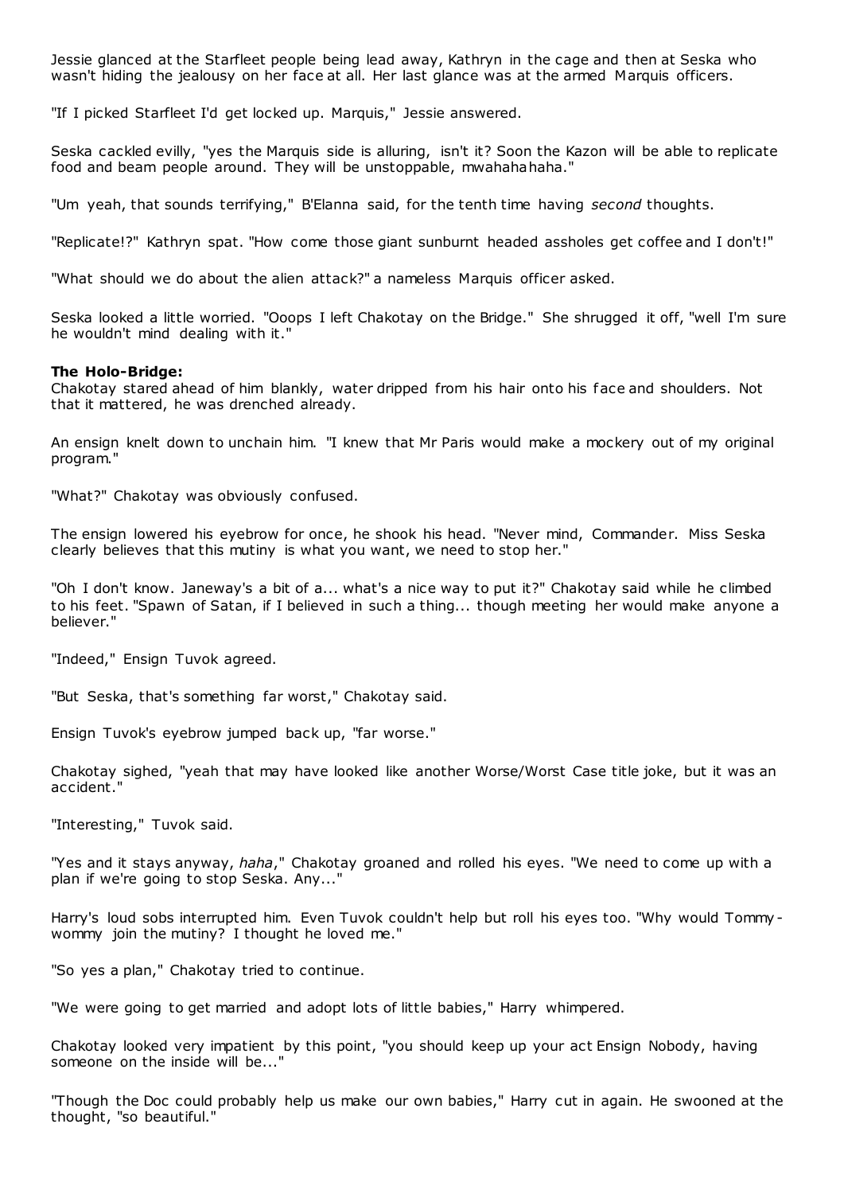Jessie glanced at the Starfleet people being lead away, Kathryn in the cage and then at Seska who wasn't hiding the jealousy on her face at all. Her last glance was at the armed Marquis officers.

"If I picked Starfleet I'd get locked up. Marquis," Jessie answered.

Seska cackled evilly, "yes the Marquis side is alluring, isn't it? Soon the Kazon will be able to replicate food and beam people around. They will be unstoppable, mwahahahaha."

"Um yeah, that sounds terrifying," B'Elanna said, for the tenth time having *second* thoughts.

"Replicate!?" Kathryn spat. "How come those giant sunburnt headed assholes get coffee and I don't!"

"What should we do about the alien attack?" a nameless Marquis officer asked.

Seska looked a little worried. "Ooops I left Chakotay on the Bridge." She shrugged it off, "well I'm sure he wouldn't mind dealing with it."

**The Holo-Bridge:**
Chakotay stared ahead of him blankly, water dripped from his hair onto his face and shoulders. Not that it mattered, he was drenched already.

An ensign knelt down to unchain him. "I knew that Mr Paris would make a mockery out of my original program."

"What?" Chakotay was obviously confused.

The ensign lowered his eyebrow for once, he shook his head. "Never mind, Commander. Miss Seska clearly believes that this mutiny is what you want, we need to stop her."

"Oh I don't know. Janeway's a bit of a... what's a nice way to put it?" Chakotay said while he climbed to his feet. "Spawn of Satan, if I believed in such a thing... though meeting her would make anyone a believer."

"Indeed," Ensign Tuvok agreed.

"But Seska, that's something far worst," Chakotay said.

Ensign Tuvok's eyebrow jumped back up, "far worse."

Chakotay sighed, "yeah that may have looked like another Worse/Worst Case title joke, but it was an accident."

"Interesting," Tuvok said.

"Yes and it stays anyway, *haha*," Chakotay groaned and rolled his eyes. "We need to come up with a plan if we're going to stop Seska. Any..."

Harry's loud sobs interrupted him. Even Tuvok couldn't help but roll his eyes too. "Why would Tommy-wommy join the mutiny? I thought he loved me."

"So yes a plan," Chakotay tried to continue.

"We were going to get married and adopt lots of little babies," Harry whimpered.

Chakotay looked very impatient by this point, "you should keep up your act Ensign Nobody, having someone on the inside will be..."

"Though the Doc could probably help us make our own babies," Harry cut in again. He swooned at the thought, "so beautiful."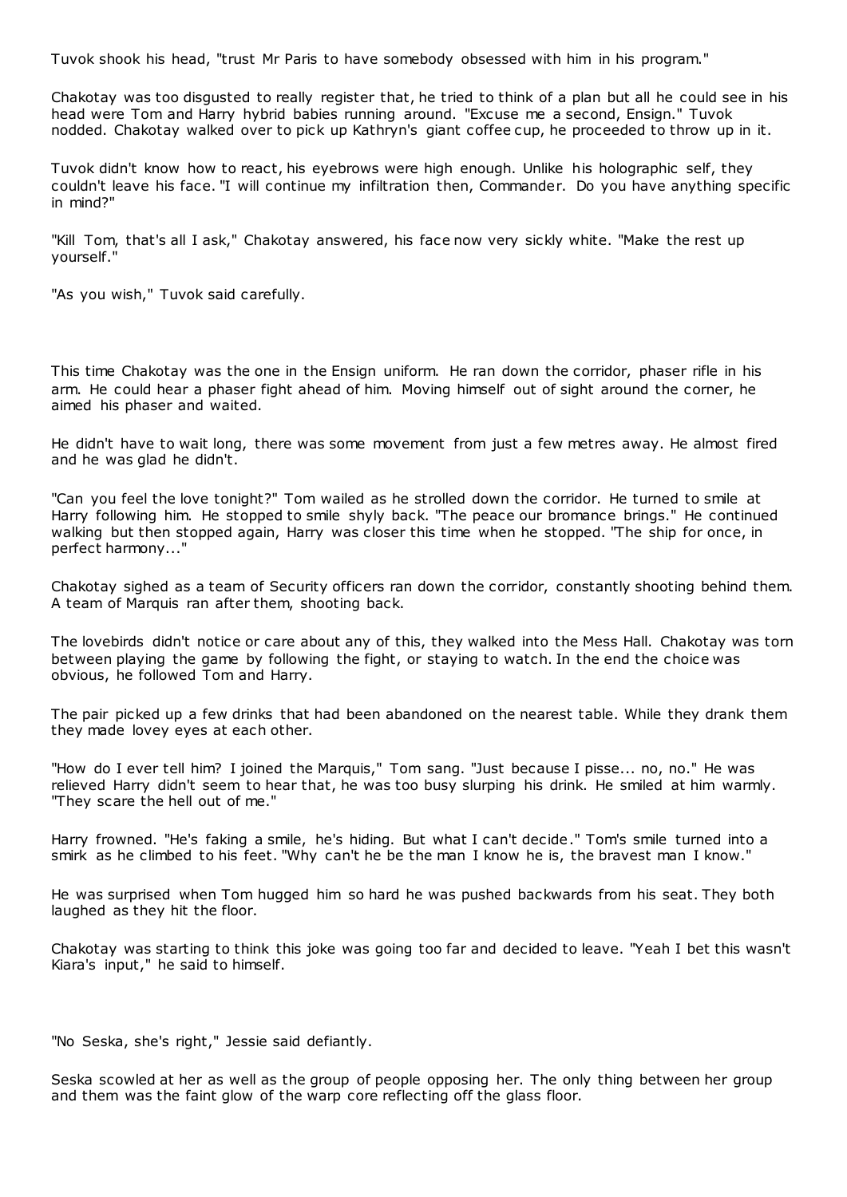Tuvok shook his head, "trust Mr Paris to have somebody obsessed with him in his program."

Chakotay was too disgusted to really register that, he tried to think of a plan but all he could see in his head were Tom and Harry hybrid babies running around. "Excuse me a second, Ensign." Tuvok nodded. Chakotay walked over to pick up Kathryn's giant coffee cup, he proceeded to throw up in it.

Tuvok didn't know how to react, his eyebrows were high enough. Unlike his holographic self, they couldn't leave his face. "I will continue my infiltration then, Commander. Do you have anything specific in mind?"

"Kill Tom, that's all I ask," Chakotay answered, his face now very sickly white. "Make the rest up yourself."

"As you wish," Tuvok said carefully.

This time Chakotay was the one in the Ensign uniform. He ran down the corridor, phaser rifle in his arm. He could hear a phaser fight ahead of him. Moving himself out of sight around the corner, he aimed his phaser and waited.

He didn't have to wait long, there was some movement from just a few metres away. He almost fired and he was glad he didn't.

"Can you feel the love tonight?" Tom wailed as he strolled down the corridor. He turned to smile at Harry following him. He stopped to smile shyly back. "The peace our bromance brings." He continued walking but then stopped again, Harry was closer this time when he stopped. "The ship for once, in perfect harmony..."

Chakotay sighed as a team of Security officers ran down the corridor, constantly shooting behind them. A team of Marquis ran after them, shooting back.

The lovebirds didn't notice or care about any of this, they walked into the Mess Hall. Chakotay was torn between playing the game by following the fight, or staying to watch. In the end the choice was obvious, he followed Tom and Harry.

The pair picked up a few drinks that had been abandoned on the nearest table. While they drank them they made lovey eyes at each other.

"How do I ever tell him? I joined the Marquis," Tom sang. "Just because I pisse... no, no." He was relieved Harry didn't seem to hear that, he was too busy slurping his drink. He smiled at him warmly. "They scare the hell out of me."

Harry frowned. "He's faking a smile, he's hiding. But what I can't decide." Tom's smile turned into a smirk as he climbed to his feet. "Why can't he be the man I know he is, the bravest man I know."

He was surprised when Tom hugged him so hard he was pushed backwards from his seat. They both laughed as they hit the floor.

Chakotay was starting to think this joke was going too far and decided to leave. "Yeah I bet this wasn't Kiara's input," he said to himself.

"No Seska, she's right," Jessie said defiantly.

Seska scowled at her as well as the group of people opposing her. The only thing between her group and them was the faint glow of the warp core reflecting off the glass floor.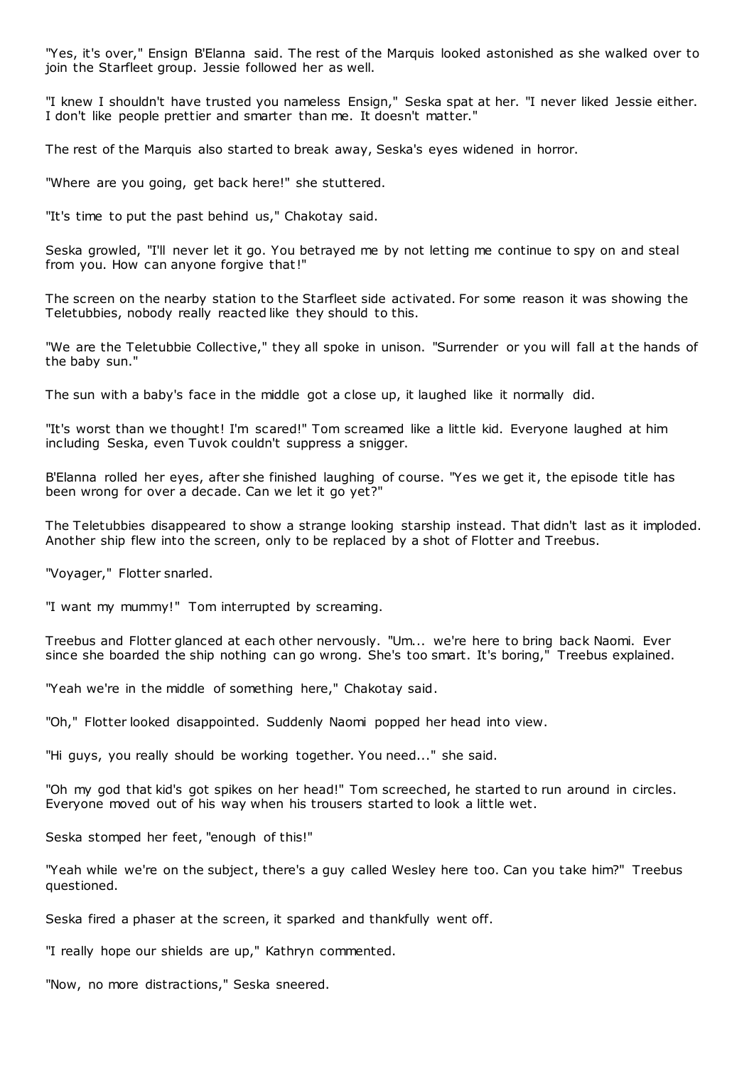"Yes, it's over," Ensign B'Elanna said. The rest of the Marquis looked astonished as she walked over to join the Starfleet group. Jessie followed her as well.

"I knew I shouldn't have trusted you nameless Ensign," Seska spat at her. "I never liked Jessie either. I don't like people prettier and smarter than me. It doesn't matter."

The rest of the Marquis also started to break away, Seska's eyes widened in horror.

"Where are you going, get back here!" she stuttered.

"It's time to put the past behind us," Chakotay said.

Seska growled, "I'll never let it go. You betrayed me by not letting me continue to spy on and steal from you. How can anyone forgive that!"

The screen on the nearby station to the Starfleet side activated. For some reason it was showing the Teletubbies, nobody really reacted like they should to this.

"We are the Teletubbie Collective," they all spoke in unison. "Surrender or you will fall at the hands of the baby sun."

The sun with a baby's face in the middle got a close up, it laughed like it normally did.

"It's worst than we thought! I'm scared!" Tom screamed like a little kid. Everyone laughed at him including Seska, even Tuvok couldn't suppress a snigger.

B'Elanna rolled her eyes, after she finished laughing of course. "Yes we get it, the episode title has been wrong for over a decade. Can we let it go yet?"

The Teletubbies disappeared to show a strange looking starship instead. That didn't last as it imploded. Another ship flew into the screen, only to be replaced by a shot of Flotter and Treebus.

"Voyager," Flotter snarled.

"I want my mummy!" Tom interrupted by screaming.

Treebus and Flotter glanced at each other nervously. "Um... we're here to bring back Naomi. Ever since she boarded the ship nothing can go wrong. She's too smart. It's boring," Treebus explained.

"Yeah we're in the middle of something here," Chakotay said.

"Oh," Flotter looked disappointed. Suddenly Naomi popped her head into view.

"Hi guys, you really should be working together. You need..." she said.

"Oh my god that kid's got spikes on her head!" Tom screeched, he started to run around in circles. Everyone moved out of his way when his trousers started to look a little wet.

Seska stomped her feet, "enough of this!"

"Yeah while we're on the subject, there's a guy called Wesley here too. Can you take him?" Treebus questioned.

Seska fired a phaser at the screen, it sparked and thankfully went off.

"I really hope our shields are up," Kathryn commented.

"Now, no more distractions," Seska sneered.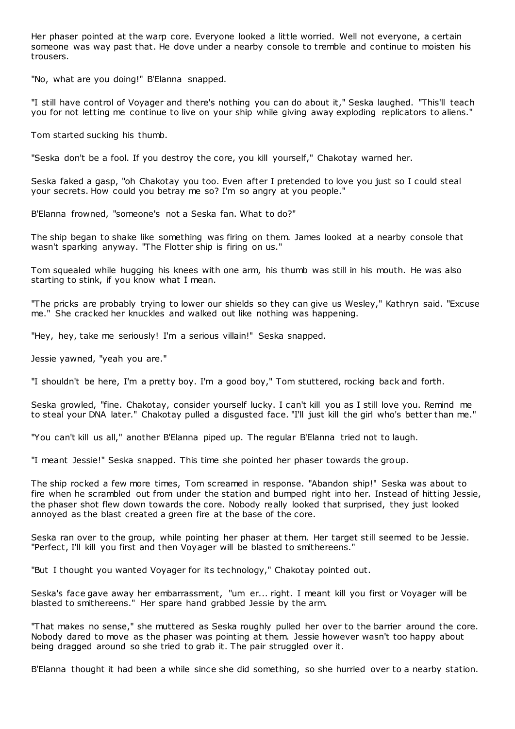Her phaser pointed at the warp core. Everyone looked a little worried. Well not everyone, a certain someone was way past that. He dove under a nearby console to tremble and continue to moisten his trousers.

"No, what are you doing!" B'Elanna snapped.

"I still have control of Voyager and there's nothing you can do about it," Seska laughed. "This'll teach you for not letting me continue to live on your ship while giving away exploding replicators to aliens."

Tom started sucking his thumb.

"Seska don't be a fool. If you destroy the core, you kill yourself," Chakotay warned her.

Seska faked a gasp, "oh Chakotay you too. Even after I pretended to love you just so I could steal your secrets. How could you betray me so? I'm so angry at you people."

B'Elanna frowned, "someone's not a Seska fan. What to do?"

The ship began to shake like something was firing on them. James looked at a nearby console that wasn't sparking anyway. "The Flotter ship is firing on us."

Tom squealed while hugging his knees with one arm, his thumb was still in his mouth. He was also starting to stink, if you know what I mean.

"The pricks are probably trying to lower our shields so they can give us Wesley," Kathryn said. "Excuse me." She cracked her knuckles and walked out like nothing was happening.

"Hey, hey, take me seriously! I'm a serious villain!" Seska snapped.

Jessie yawned, "yeah you are."

"I shouldn't be here, I'm a pretty boy. I'm a good boy," Tom stuttered, rocking back and forth.

Seska growled, "fine. Chakotay, consider yourself lucky. I can't kill you as I still love you. Remind me to steal your DNA later." Chakotay pulled a disgusted face. "I'll just kill the girl who's better than me."

"You can't kill us all," another B'Elanna piped up. The regular B'Elanna tried not to laugh.

"I meant Jessie!" Seska snapped. This time she pointed her phaser towards the group.

The ship rocked a few more times, Tom screamed in response. "Abandon ship!" Seska was about to fire when he scrambled out from under the station and bumped right into her. Instead of hitting Jessie, the phaser shot flew down towards the core. Nobody really looked that surprised, they just looked annoyed as the blast created a green fire at the base of the core.

Seska ran over to the group, while pointing her phaser at them. Her target still seemed to be Jessie. "Perfect, I'll kill you first and then Voyager will be blasted to smithereens."

"But I thought you wanted Voyager for its technology," Chakotay pointed out.

Seska's face gave away her embarrassment, "um er... right. I meant kill you first or Voyager will be blasted to smithereens." Her spare hand grabbed Jessie by the arm.

"That makes no sense," she muttered as Seska roughly pulled her over to the barrier around the core. Nobody dared to move as the phaser was pointing at them. Jessie however wasn't too happy about being dragged around so she tried to grab it. The pair struggled over it.

B'Elanna thought it had been a while since she did something, so she hurried over to a nearby station.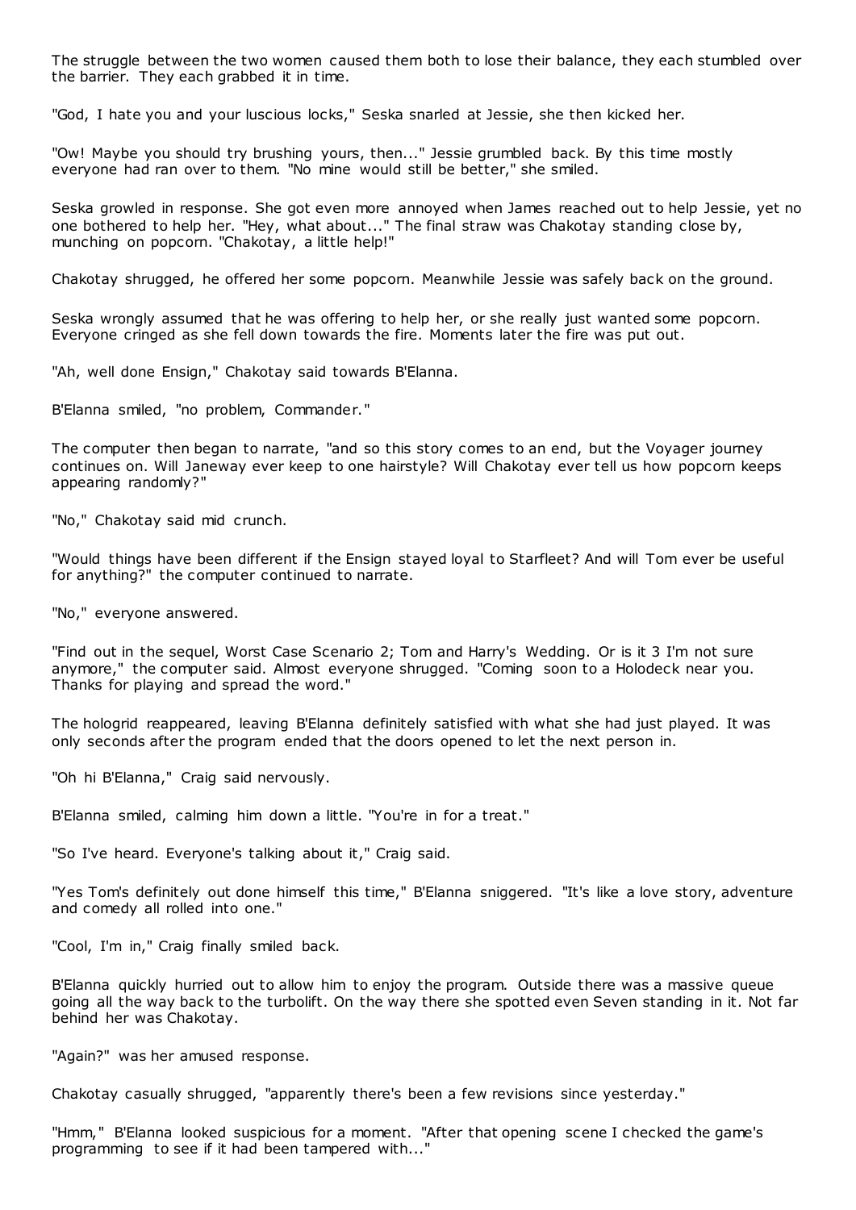The struggle between the two women caused them both to lose their balance, they each stumbled over the barrier. They each grabbed it in time.

"God, I hate you and your luscious locks," Seska snarled at Jessie, she then kicked her.

"Ow! Maybe you should try brushing yours, then..." Jessie grumbled back. By this time mostly everyone had ran over to them. "No mine would still be better," she smiled.

Seska growled in response. She got even more annoyed when James reached out to help Jessie, yet no one bothered to help her. "Hey, what about..." The final straw was Chakotay standing close by, munching on popcorn. "Chakotay, a little help!"

Chakotay shrugged, he offered her some popcorn. Meanwhile Jessie was safely back on the ground.

Seska wrongly assumed that he was offering to help her, or she really just wanted some popcorn. Everyone cringed as she fell down towards the fire. Moments later the fire was put out.

"Ah, well done Ensign," Chakotay said towards B'Elanna.

B'Elanna smiled, "no problem, Commander."

The computer then began to narrate, "and so this story comes to an end, but the Voyager journey continues on. Will Janeway ever keep to one hairstyle? Will Chakotay ever tell us how popcorn keeps appearing randomly?"

"No," Chakotay said mid crunch.

"Would things have been different if the Ensign stayed loyal to Starfleet? And will Tom ever be useful for anything?" the computer continued to narrate.

"No," everyone answered.

"Find out in the sequel, Worst Case Scenario 2; Tom and Harry's Wedding. Or is it 3 I'm not sure anymore," the computer said. Almost everyone shrugged. "Coming soon to a Holodeck near you. Thanks for playing and spread the word."

The hologrid reappeared, leaving B'Elanna definitely satisfied with what she had just played. It was only seconds after the program ended that the doors opened to let the next person in.

"Oh hi B'Elanna," Craig said nervously.

B'Elanna smiled, calming him down a little. "You're in for a treat."

"So I've heard. Everyone's talking about it," Craig said.

"Yes Tom's definitely out done himself this time," B'Elanna sniggered. "It's like a love story, adventure and comedy all rolled into one."

"Cool, I'm in," Craig finally smiled back.

B'Elanna quickly hurried out to allow him to enjoy the program. Outside there was a massive queue going all the way back to the turbolift. On the way there she spotted even Seven standing in it. Not far behind her was Chakotay.

"Again?" was her amused response.

Chakotay casually shrugged, "apparently there's been a few revisions since yesterday."

"Hmm," B'Elanna looked suspicious for a moment. "After that opening scene I checked the game's programming to see if it had been tampered with..."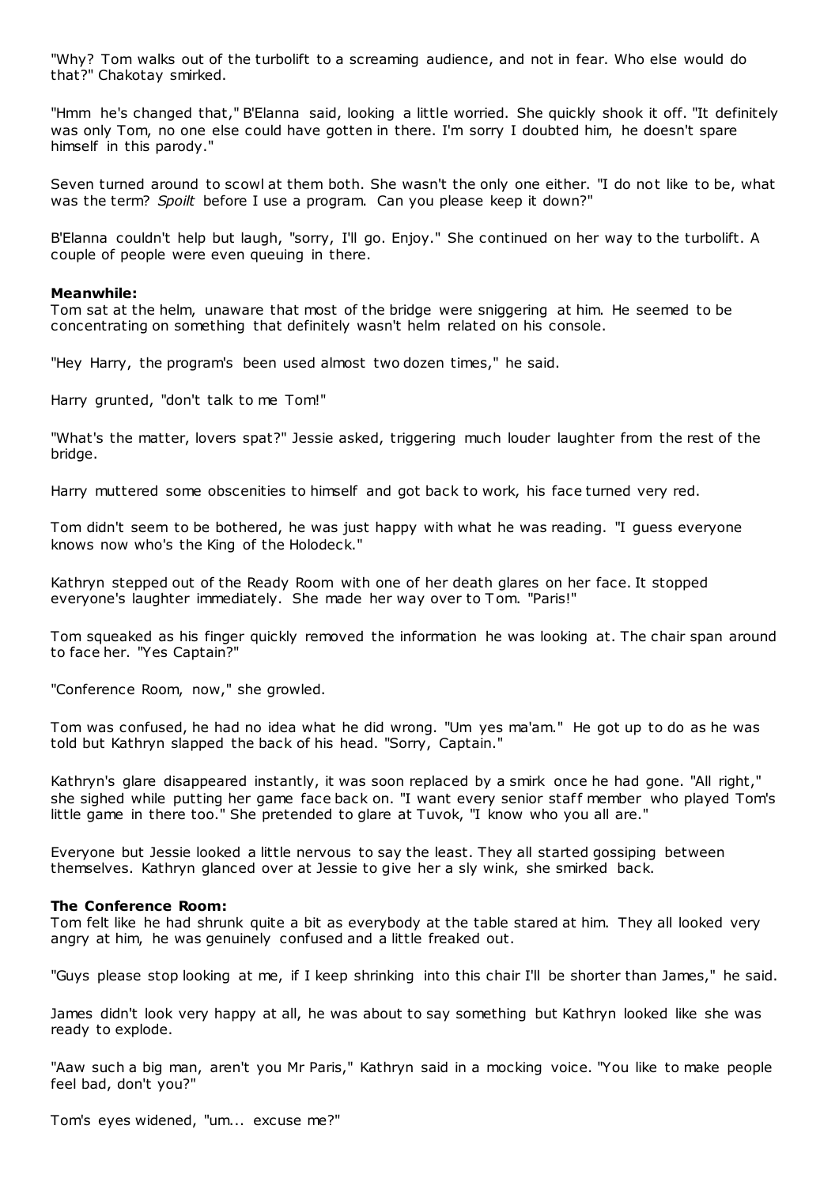"Why? Tom walks out of the turbolift to a screaming audience, and not in fear. Who else would do that?" Chakotay smirked.

"Hmm he's changed that," B'Elanna said, looking a little worried. She quickly shook it off. "It definitely was only Tom, no one else could have gotten in there. I'm sorry I doubted him, he doesn't spare himself in this parody."

Seven turned around to scowl at them both. She wasn't the only one either. "I do not like to be, what was the term? *Spoilt* before I use a program. Can you please keep it down?"

B'Elanna couldn't help but laugh, "sorry, I'll go. Enjoy." She continued on her way to the turbolift. A couple of people were even queuing in there.

**Meanwhile:**
Tom sat at the helm, unaware that most of the bridge were sniggering at him. He seemed to be concentrating on something that definitely wasn't helm related on his console.

"Hey Harry, the program's been used almost two dozen times," he said.

Harry grunted, "don't talk to me Tom!"

"What's the matter, lovers spat?" Jessie asked, triggering much louder laughter from the rest of the bridge.

Harry muttered some obscenities to himself and got back to work, his face turned very red.

Tom didn't seem to be bothered, he was just happy with what he was reading. "I guess everyone knows now who's the King of the Holodeck."

Kathryn stepped out of the Ready Room with one of her death glares on her face. It stopped everyone's laughter immediately. She made her way over to Tom. "Paris!"

Tom squeaked as his finger quickly removed the information he was looking at. The chair span around to face her. "Yes Captain?"

"Conference Room, now," she growled.

Tom was confused, he had no idea what he did wrong. "Um yes ma'am." He got up to do as he was told but Kathryn slapped the back of his head. "Sorry, Captain."

Kathryn's glare disappeared instantly, it was soon replaced by a smirk once he had gone. "All right," she sighed while putting her game face back on. "I want every senior staff member who played Tom's little game in there too." She pretended to glare at Tuvok, "I know who you all are."

Everyone but Jessie looked a little nervous to say the least. They all started gossiping between themselves. Kathryn glanced over at Jessie to give her a sly wink, she smirked back.

**The Conference Room:**
Tom felt like he had shrunk quite a bit as everybody at the table stared at him. They all looked very angry at him, he was genuinely confused and a little freaked out.

"Guys please stop looking at me, if I keep shrinking into this chair I'll be shorter than James," he said.

James didn't look very happy at all, he was about to say something but Kathryn looked like she was ready to explode.

"Aaw such a big man, aren't you Mr Paris," Kathryn said in a mocking voice. "You like to make people feel bad, don't you?"

Tom's eyes widened, "um... excuse me?"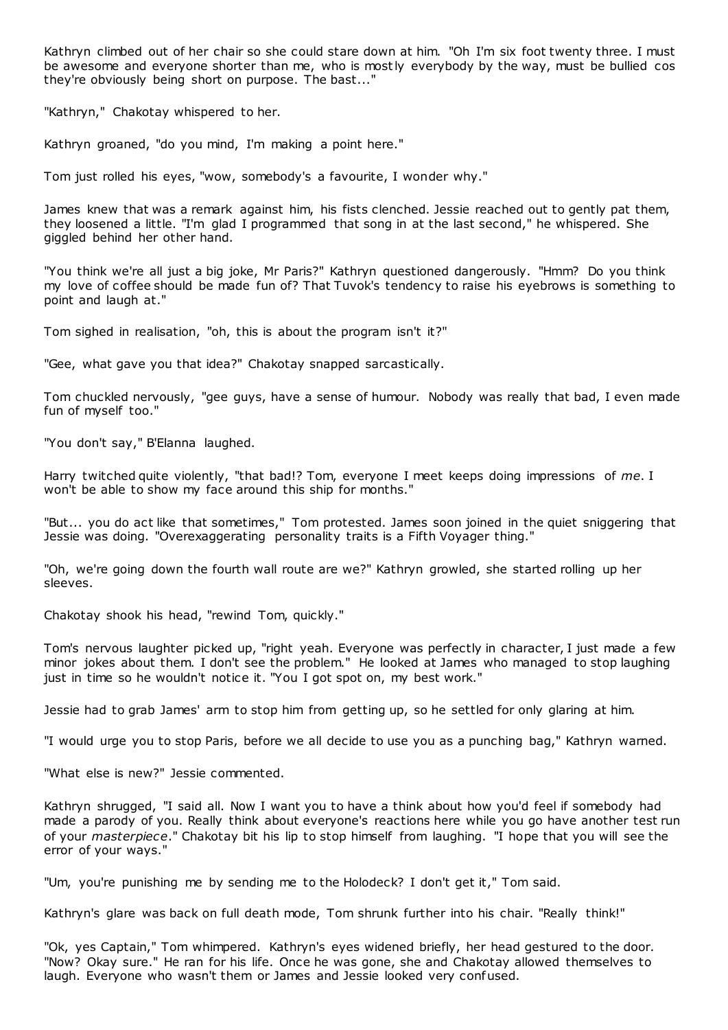Kathryn climbed out of her chair so she could stare down at him. "Oh I'm six foot twenty three. I must be awesome and everyone shorter than me, who is mostly everybody by the way, must be bullied cos they're obviously being short on purpose. The bast..."

"Kathryn," Chakotay whispered to her.

Kathryn groaned, "do you mind, I'm making a point here."

Tom just rolled his eyes, "wow, somebody's a favourite, I wonder why."

James knew that was a remark against him, his fists clenched. Jessie reached out to gently pat them, they loosened a little. "I'm glad I programmed that song in at the last second," he whispered. She giggled behind her other hand.

"You think we're all just a big joke, Mr Paris?" Kathryn questioned dangerously. "Hmm? Do you think my love of coffee should be made fun of? That Tuvok's tendency to raise his eyebrows is something to point and laugh at."

Tom sighed in realisation, "oh, this is about the program isn't it?"

"Gee, what gave you that idea?" Chakotay snapped sarcastically.

Tom chuckled nervously, "gee guys, have a sense of humour. Nobody was really that bad, I even made fun of myself too."

"You don't say," B'Elanna laughed.

Harry twitched quite violently, "that bad!? Tom, everyone I meet keeps doing impressions of *me*. I won't be able to show my face around this ship for months."

"But... you do act like that sometimes," Tom protested. James soon joined in the quiet sniggering that Jessie was doing. "Overexaggerating personality traits is a Fifth Voyager thing."

"Oh, we're going down the fourth wall route are we?" Kathryn growled, she started rolling up her sleeves.

Chakotay shook his head, "rewind Tom, quickly."

Tom's nervous laughter picked up, "right yeah. Everyone was perfectly in character, I just made a few minor jokes about them. I don't see the problem." He looked at James who managed to stop laughing just in time so he wouldn't notice it. "You I got spot on, my best work."

Jessie had to grab James' arm to stop him from getting up, so he settled for only glaring at him.

"I would urge you to stop Paris, before we all decide to use you as a punching bag," Kathryn warned.

"What else is new?" Jessie commented.

Kathryn shrugged, "I said all. Now I want you to have a think about how you'd feel if somebody had made a parody of you. Really think about everyone's reactions here while you go have another test run of your *masterpiece*." Chakotay bit his lip to stop himself from laughing. "I hope that you will see the error of your ways."

"Um, you're punishing me by sending me to the Holodeck? I don't get it," Tom said.

Kathryn's glare was back on full death mode, Tom shrunk further into his chair. "Really think!"

"Ok, yes Captain," Tom whimpered. Kathryn's eyes widened briefly, her head gestured to the door. "Now? Okay sure." He ran for his life. Once he was gone, she and Chakotay allowed themselves to laugh. Everyone who wasn't them or James and Jessie looked very confused.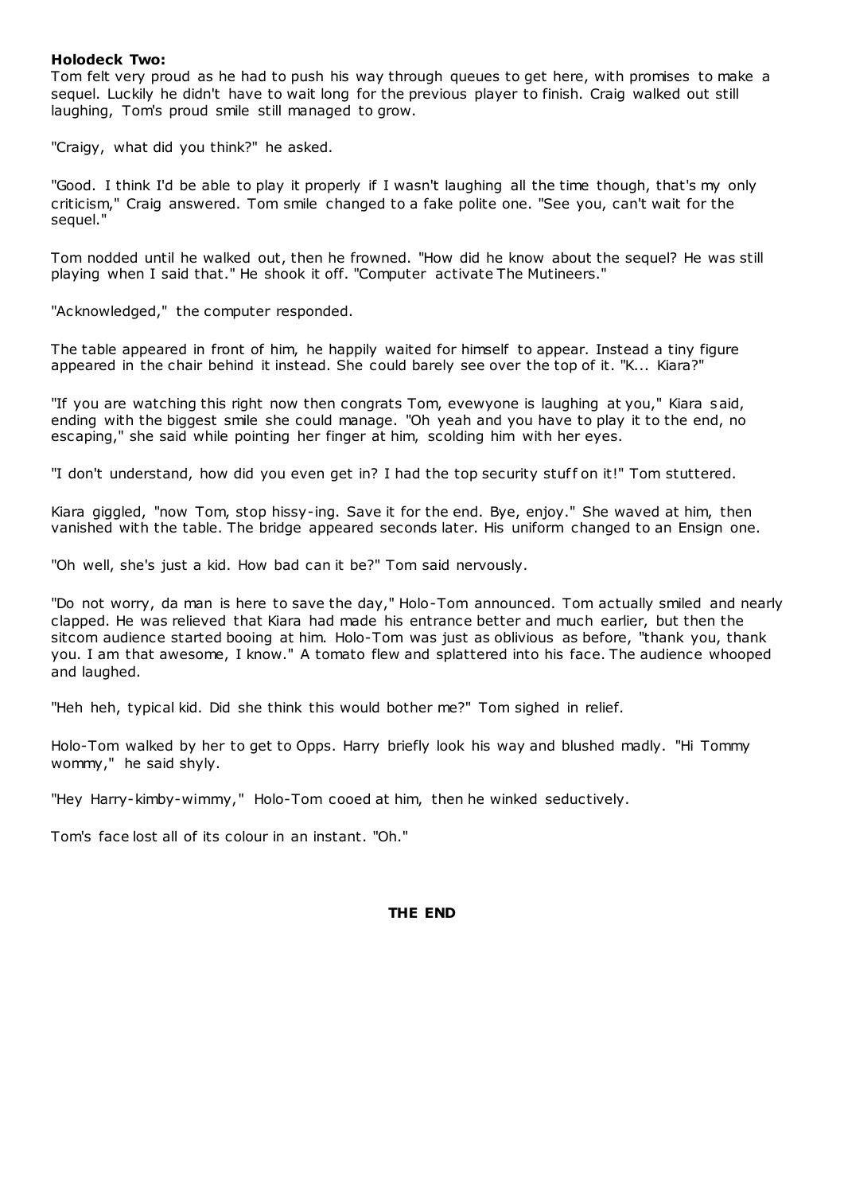**Holodeck Two:**

Tom felt very proud as he had to push his way through queues to get here, with promises to make a sequel. Luckily he didn't have to wait long for the previous player to finish. Craig walked out still laughing, Tom's proud smile still managed to grow.

"Craigy, what did you think?" he asked.

"Good. I think I'd be able to play it properly if I wasn't laughing all the time though, that's my only criticism," Craig answered. Tom smile changed to a fake polite one. "See you, can't wait for the sequel."

Tom nodded until he walked out, then he frowned. "How did he know about the sequel? He was still playing when I said that." He shook it off. "Computer activate The Mutineers."

"Acknowledged," the computer responded.

The table appeared in front of him, he happily waited for himself to appear. Instead a tiny figure appeared in the chair behind it instead. She could barely see over the top of it. "K... Kiara?"

"If you are watching this right now then congrats Tom, evewyone is laughing at you," Kiara said, ending with the biggest smile she could manage. "Oh yeah and you have to play it to the end, no escaping," she said while pointing her finger at him, scolding him with her eyes.

"I don't understand, how did you even get in? I had the top security stuff on it!" Tom stuttered.

Kiara giggled, "now Tom, stop hissy-ing. Save it for the end. Bye, enjoy." She waved at him, then vanished with the table. The bridge appeared seconds later. His uniform changed to an Ensign one.

"Oh well, she's just a kid. How bad can it be?" Tom said nervously.

"Do not worry, da man is here to save the day," Holo-Tom announced. Tom actually smiled and nearly clapped. He was relieved that Kiara had made his entrance better and much earlier, but then the sitcom audience started booing at him. Holo-Tom was just as oblivious as before, "thank you, thank you. I am that awesome, I know." A tomato flew and splattered into his face. The audience whooped and laughed.

"Heh heh, typical kid. Did she think this would bother me?" Tom sighed in relief.

Holo-Tom walked by her to get to Opps. Harry briefly look his way and blushed madly. "Hi Tommy wommy," he said shyly.

"Hey Harry-kimby-wimmy," Holo-Tom cooed at him, then he winked seductively.

Tom's face lost all of its colour in an instant. "Oh."

**THE END**